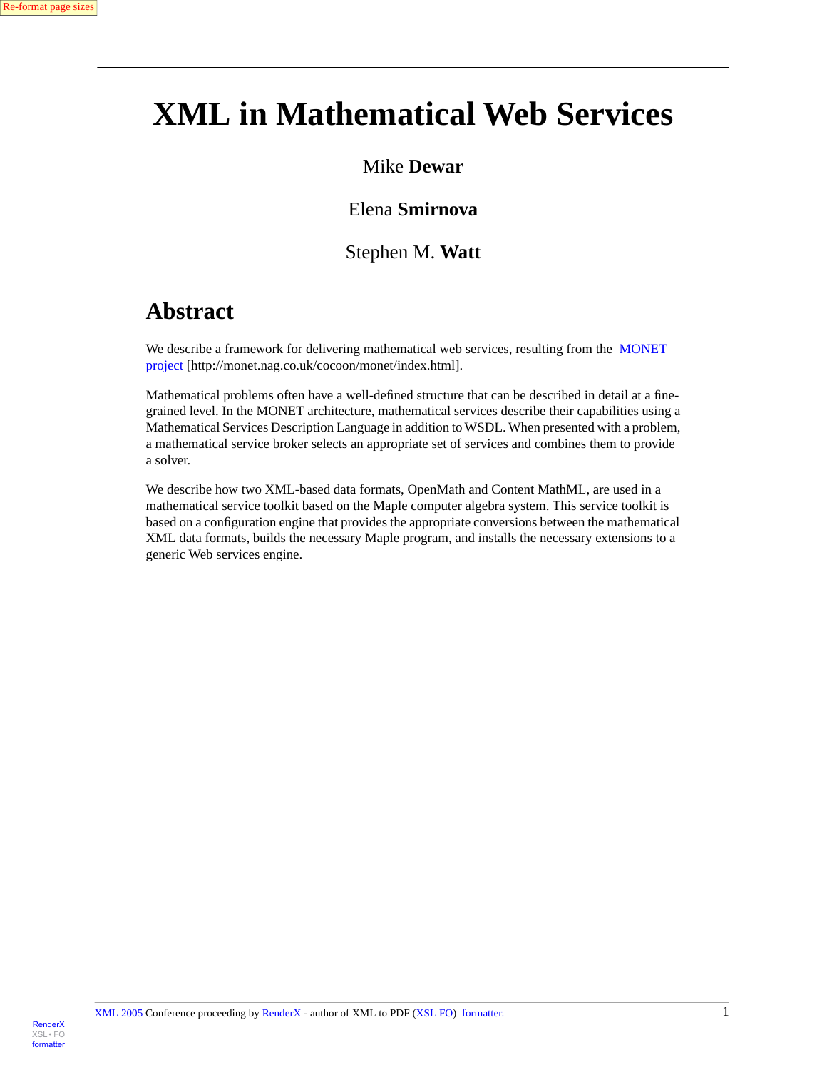# XML in Mathematical Web Services

Mike **Dewar**

Elena **Smirnova**

Stephen M. **Watt**

## Abstract

We describe a framework for delivering mathematical web services, resulting from the MONET project [http://monet.nag.co.uk/cocoon/monet/index.html].

Mathematical problems often have a well-defined structure that can be described in detail at a fine-grained level. In the MONET architecture, mathematical services describe their capabilities using a Mathematical Services Description Language in addition to WSDL. When presented with a problem, a mathematical service broker selects an appropriate set of services and combines them to provide a solver.

We describe how two XML-based data formats, OpenMath and Content MathML, are used in a mathematical service toolkit based on the Maple computer algebra system. This service toolkit is based on a configuration engine that provides the appropriate conversions between the mathematical XML data formats, builds the necessary Maple program, and installs the necessary extensions to a generic Web services engine.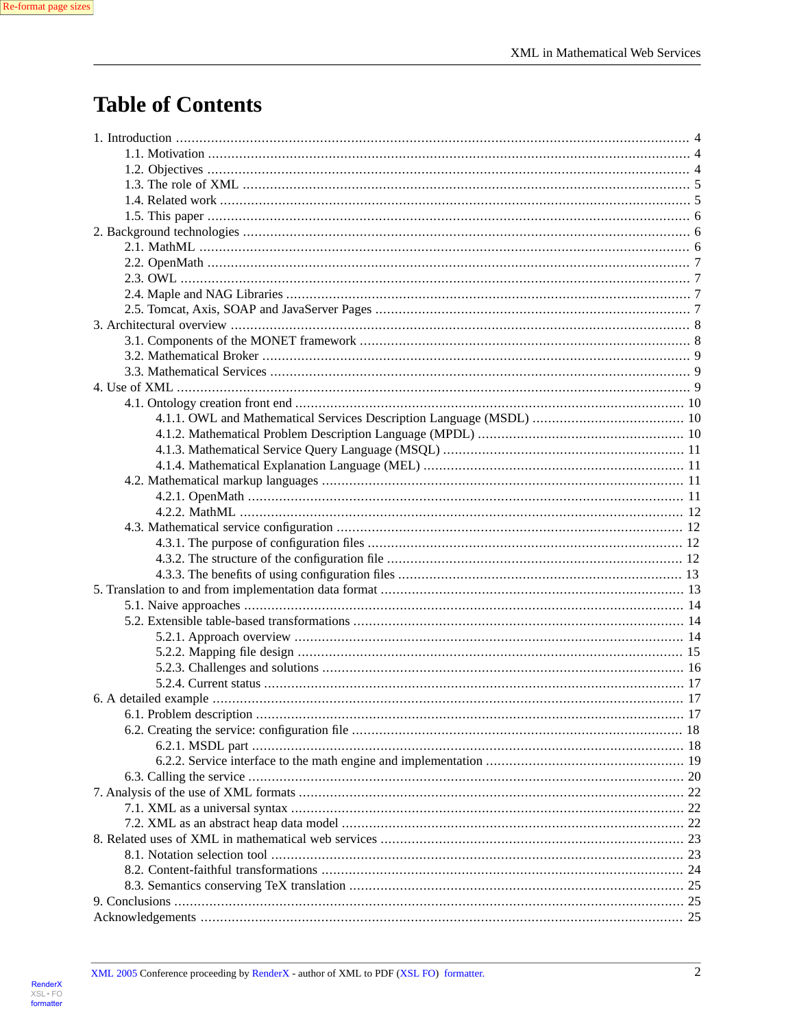# Table of Contents

- 1. Introduction ..... 4
  - 1.1. Motivation ..... 4
  - 1.2. Objectives ..... 4
  - 1.3. The role of XML ..... 5
  - 1.4. Related work ..... 5
  - 1.5. This paper ..... 6
- 2. Background technologies ..... 6
  - 2.1. MathML ..... 6
  - 2.2. OpenMath ..... 7
  - 2.3. OWL ..... 7
  - 2.4. Maple and NAG Libraries ..... 7
  - 2.5. Tomcat, Axis, SOAP and JavaServer Pages ..... 7
- 3. Architectural overview ..... 8
  - 3.1. Components of the MONET framework ..... 8
  - 3.2. Mathematical Broker ..... 9
  - 3.3. Mathematical Services ..... 9
- 4. Use of XML ..... 9
  - 4.1. Ontology creation front end ..... 10
    - 4.1.1. OWL and Mathematical Services Description Language (MSDL) ..... 10
    - 4.1.2. Mathematical Problem Description Language (MPDL) ..... 10
    - 4.1.3. Mathematical Service Query Language (MSQL) ..... 11
    - 4.1.4. Mathematical Explanation Language (MEL) ..... 11
  - 4.2. Mathematical markup languages ..... 11
    - 4.2.1. OpenMath ..... 11
    - 4.2.2. MathML ..... 12
  - 4.3. Mathematical service configuration ..... 12
    - 4.3.1. The purpose of configuration files ..... 12
    - 4.3.2. The structure of the configuration file ..... 12
    - 4.3.3. The benefits of using configuration files ..... 13
- 5. Translation to and from implementation data format ..... 13
  - 5.1. Naive approaches ..... 14
  - 5.2. Extensible table-based transformations ..... 14
    - 5.2.1. Approach overview ..... 14
    - 5.2.2. Mapping file design ..... 15
    - 5.2.3. Challenges and solutions ..... 16
    - 5.2.4. Current status ..... 17
- 6. A detailed example ..... 17
  - 6.1. Problem description ..... 17
  - 6.2. Creating the service: configuration file ..... 18
    - 6.2.1. MSDL part ..... 18
    - 6.2.2. Service interface to the math engine and implementation ..... 19
  - 6.3. Calling the service ..... 20
- 7. Analysis of the use of XML formats ..... 22
  - 7.1. XML as a universal syntax ..... 22
  - 7.2. XML as an abstract heap data model ..... 22
- 8. Related uses of XML in mathematical web services ..... 23
  - 8.1. Notation selection tool ..... 23
  - 8.2. Content-faithful transformations ..... 24
  - 8.3. Semantics conserving TeX translation ..... 25
- 9. Conclusions ..... 25
- Acknowledgements ..... 25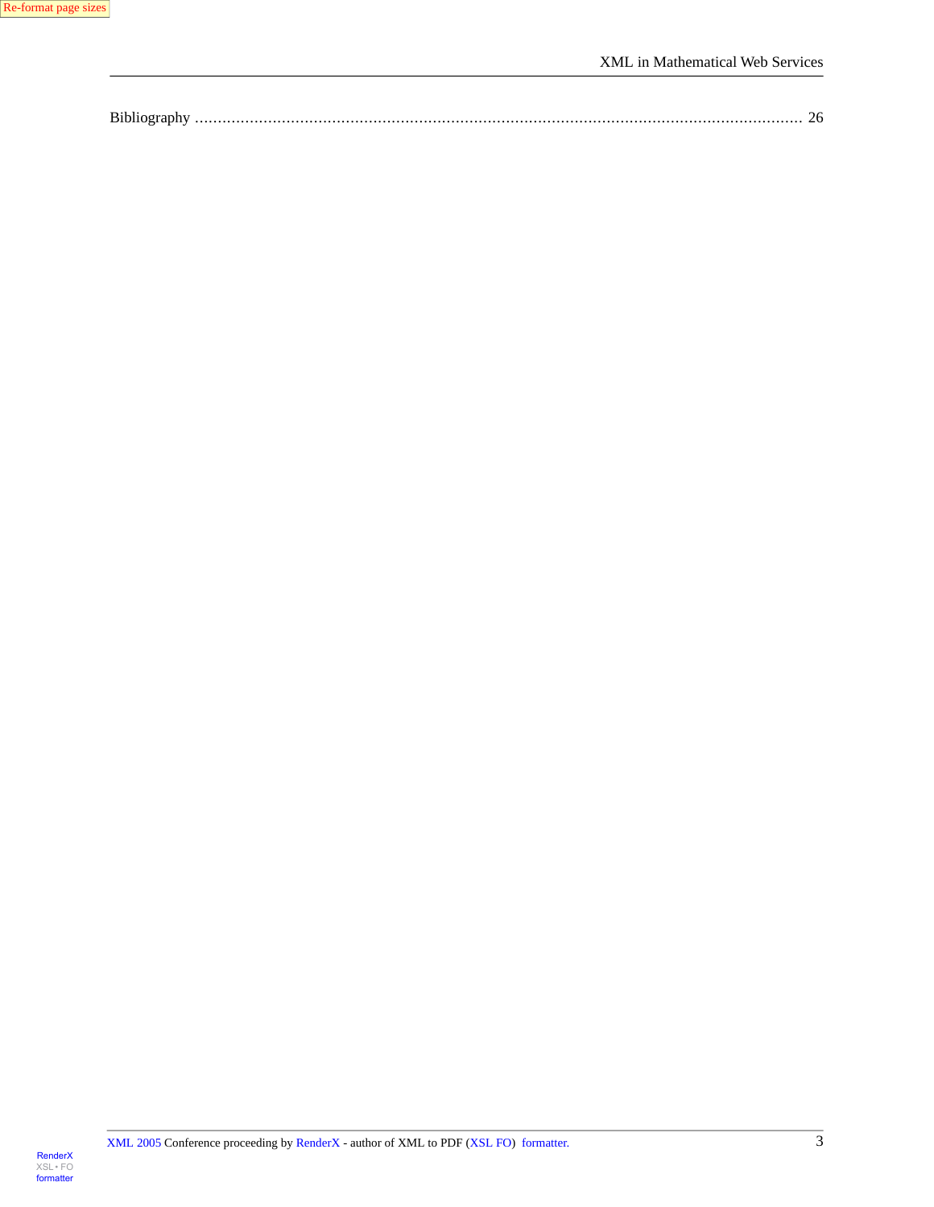Bibliography ........................................................................................................................ 26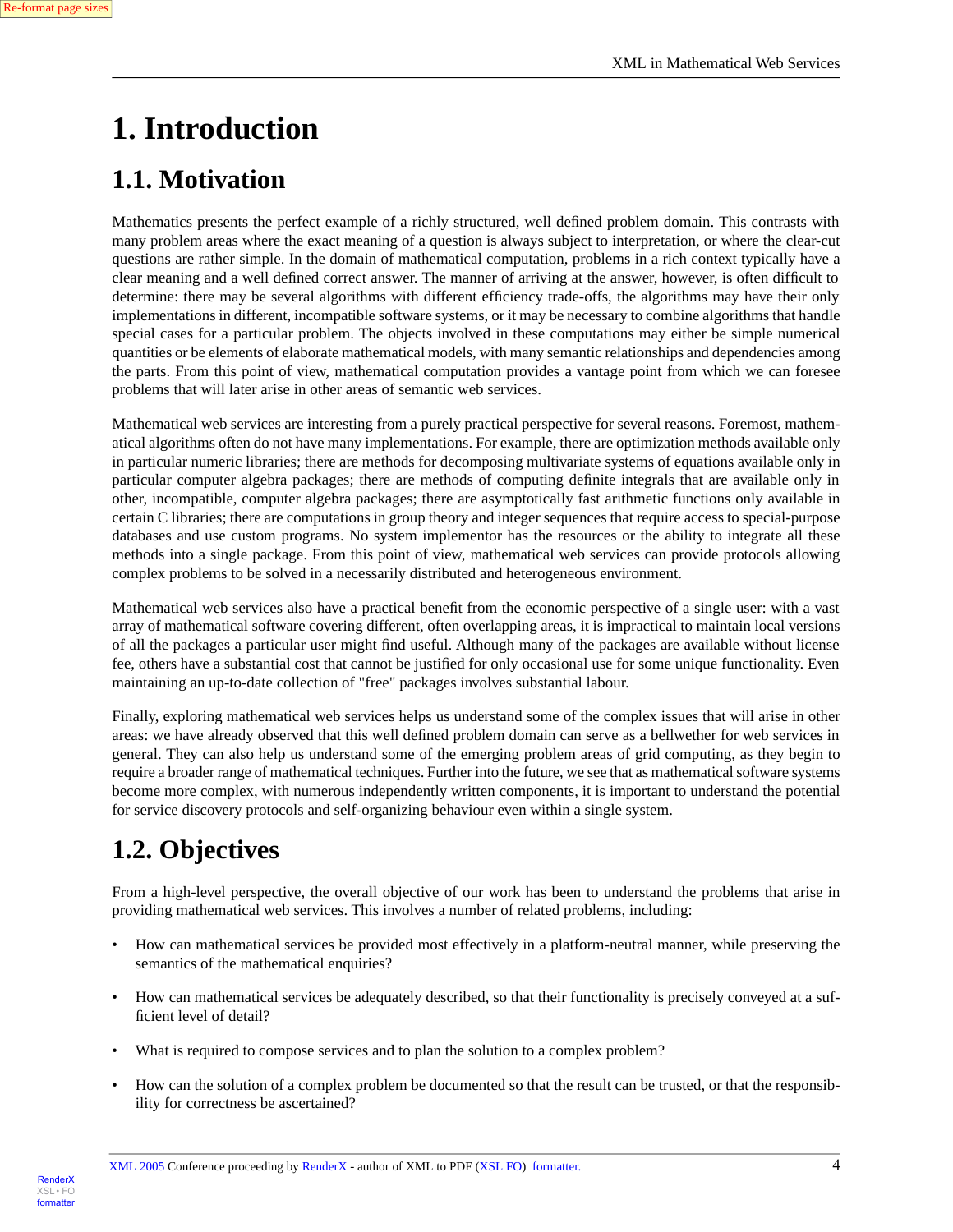# 1. Introduction

## 1.1. Motivation

Mathematics presents the perfect example of a richly structured, well defined problem domain. This contrasts with many problem areas where the exact meaning of a question is always subject to interpretation, or where the clear-cut questions are rather simple. In the domain of mathematical computation, problems in a rich context typically have a clear meaning and a well defined correct answer. The manner of arriving at the answer, however, is often difficult to determine: there may be several algorithms with different efficiency trade-offs, the algorithms may have their only implementations in different, incompatible software systems, or it may be necessary to combine algorithms that handle special cases for a particular problem. The objects involved in these computations may either be simple numerical quantities or be elements of elaborate mathematical models, with many semantic relationships and dependencies among the parts. From this point of view, mathematical computation provides a vantage point from which we can foresee problems that will later arise in other areas of semantic web services.

Mathematical web services are interesting from a purely practical perspective for several reasons. Foremost, mathematical algorithms often do not have many implementations. For example, there are optimization methods available only in particular numeric libraries; there are methods for decomposing multivariate systems of equations available only in particular computer algebra packages; there are methods of computing definite integrals that are available only in other, incompatible, computer algebra packages; there are asymptotically fast arithmetic functions only available in certain C libraries; there are computations in group theory and integer sequences that require access to special-purpose databases and use custom programs. No system implementor has the resources or the ability to integrate all these methods into a single package. From this point of view, mathematical web services can provide protocols allowing complex problems to be solved in a necessarily distributed and heterogeneous environment.

Mathematical web services also have a practical benefit from the economic perspective of a single user: with a vast array of mathematical software covering different, often overlapping areas, it is impractical to maintain local versions of all the packages a particular user might find useful. Although many of the packages are available without license fee, others have a substantial cost that cannot be justified for only occasional use for some unique functionality. Even maintaining an up-to-date collection of "free" packages involves substantial labour.

Finally, exploring mathematical web services helps us understand some of the complex issues that will arise in other areas: we have already observed that this well defined problem domain can serve as a bellwether for web services in general. They can also help us understand some of the emerging problem areas of grid computing, as they begin to require a broader range of mathematical techniques. Further into the future, we see that as mathematical software systems become more complex, with numerous independently written components, it is important to understand the potential for service discovery protocols and self-organizing behaviour even within a single system.

## 1.2. Objectives

From a high-level perspective, the overall objective of our work has been to understand the problems that arise in providing mathematical web services. This involves a number of related problems, including:

- How can mathematical services be provided most effectively in a platform-neutral manner, while preserving the semantics of the mathematical enquiries?
- How can mathematical services be adequately described, so that their functionality is precisely conveyed at a sufficient level of detail?
- What is required to compose services and to plan the solution to a complex problem?
- How can the solution of a complex problem be documented so that the result can be trusted, or that the responsibility for correctness be ascertained?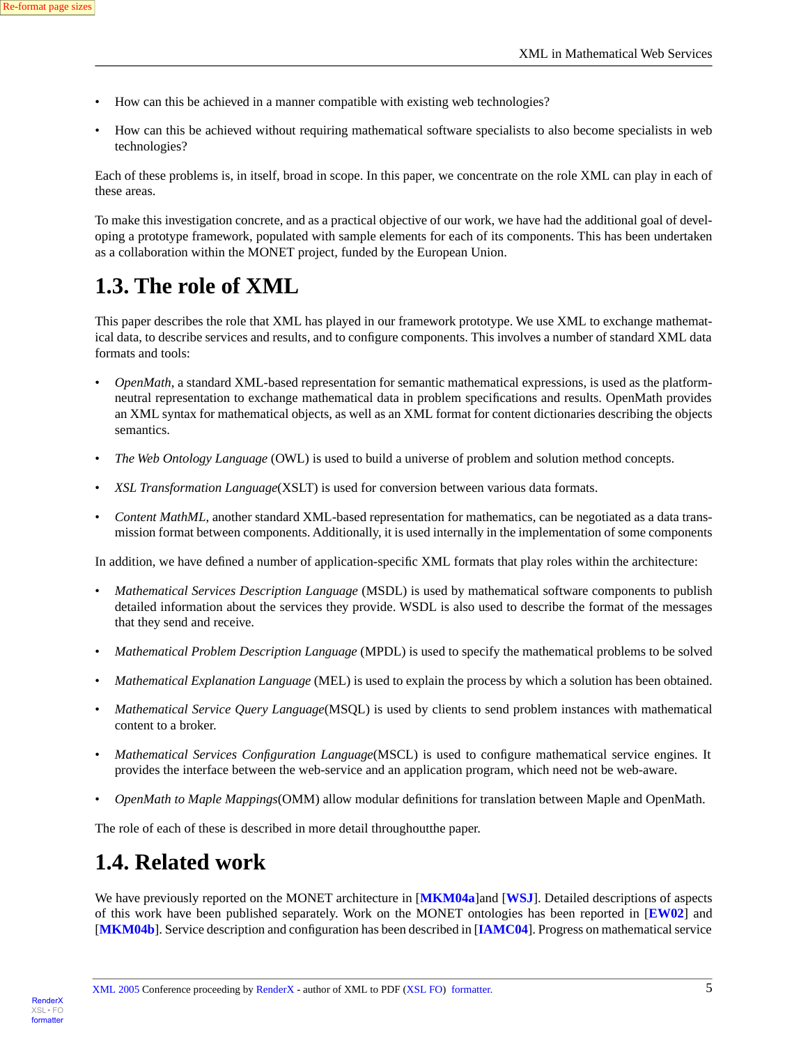- How can this be achieved in a manner compatible with existing web technologies?
- How can this be achieved without requiring mathematical software specialists to also become specialists in web technologies?

Each of these problems is, in itself, broad in scope. In this paper, we concentrate on the role XML can play in each of these areas.

To make this investigation concrete, and as a practical objective of our work, we have had the additional goal of developing a prototype framework, populated with sample elements for each of its components. This has been undertaken as a collaboration within the MONET project, funded by the European Union.

## 1.3. The role of XML

This paper describes the role that XML has played in our framework prototype. We use XML to exchange mathematical data, to describe services and results, and to configure components. This involves a number of standard XML data formats and tools:

- *OpenMath*, a standard XML-based representation for semantic mathematical expressions, is used as the platform-neutral representation to exchange mathematical data in problem specifications and results. OpenMath provides an XML syntax for mathematical objects, as well as an XML format for content dictionaries describing the objects semantics.
- *The Web Ontology Language* (OWL) is used to build a universe of problem and solution method concepts.
- *XSL Transformation Language*(XSLT) is used for conversion between various data formats.
- *Content MathML*, another standard XML-based representation for mathematics, can be negotiated as a data transmission format between components. Additionally, it is used internally in the implementation of some components

In addition, we have defined a number of application-specific XML formats that play roles within the architecture:

- *Mathematical Services Description Language* (MSDL) is used by mathematical software components to publish detailed information about the services they provide. WSDL is also used to describe the format of the messages that they send and receive.
- *Mathematical Problem Description Language* (MPDL) is used to specify the mathematical problems to be solved
- *Mathematical Explanation Language* (MEL) is used to explain the process by which a solution has been obtained.
- *Mathematical Service Query Language*(MSQL) is used by clients to send problem instances with mathematical content to a broker.
- *Mathematical Services Configuration Language*(MSCL) is used to configure mathematical service engines. It provides the interface between the web-service and an application program, which need not be web-aware.
- *OpenMath to Maple Mappings*(OMM) allow modular definitions for translation between Maple and OpenMath.

The role of each of these is described in more detail throughoutthe paper.

## 1.4. Related work

We have previously reported on the MONET architecture in [**MKM04a**]and [**WSJ**]. Detailed descriptions of aspects of this work have been published separately. Work on the MONET ontologies has been reported in [**EW02**] and [**MKM04b**]. Service description and configuration has been described in [**IAMC04**]. Progress on mathematical service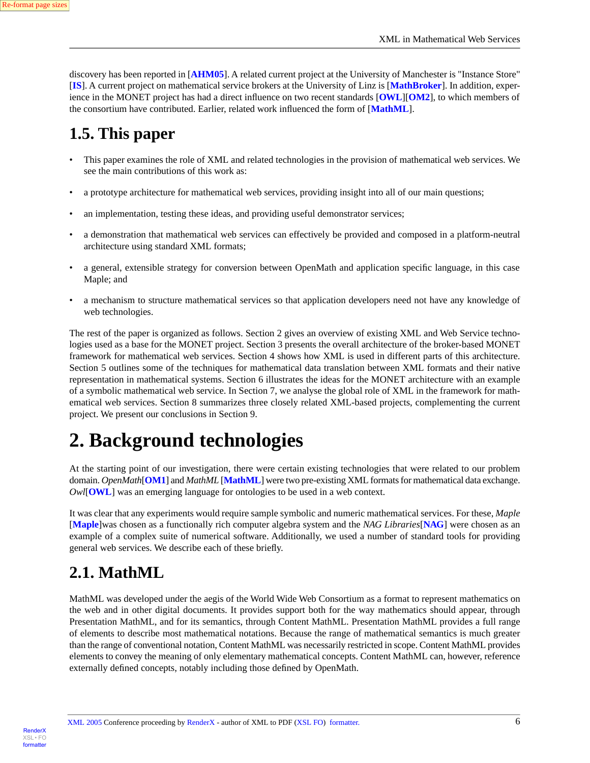discovery has been reported in [**AHM05**]. A related current project at the University of Manchester is "Instance Store" [**IS**]. A current project on mathematical service brokers at the University of Linz is [**MathBroker**]. In addition, experience in the MONET project has had a direct influence on two recent standards [**OWL**][**OM2**], to which members of the consortium have contributed. Earlier, related work influenced the form of [**MathML**].

## 1.5. This paper

- This paper examines the role of XML and related technologies in the provision of mathematical web services. We see the main contributions of this work as:
- a prototype architecture for mathematical web services, providing insight into all of our main questions;
- an implementation, testing these ideas, and providing useful demonstrator services;
- a demonstration that mathematical web services can effectively be provided and composed in a platform-neutral architecture using standard XML formats;
- a general, extensible strategy for conversion between OpenMath and application specific language, in this case Maple; and
- a mechanism to structure mathematical services so that application developers need not have any knowledge of web technologies.

The rest of the paper is organized as follows. Section 2 gives an overview of existing XML and Web Service technologies used as a base for the MONET project. Section 3 presents the overall architecture of the broker-based MONET framework for mathematical web services. Section 4 shows how XML is used in different parts of this architecture. Section 5 outlines some of the techniques for mathematical data translation between XML formats and their native representation in mathematical systems. Section 6 illustrates the ideas for the MONET architecture with an example of a symbolic mathematical web service. In Section 7, we analyse the global role of XML in the framework for mathematical web services. Section 8 summarizes three closely related XML-based projects, complementing the current project. We present our conclusions in Section 9.

# 2. Background technologies

At the starting point of our investigation, there were certain existing technologies that were related to our problem domain. *OpenMath*[**OM1**] and *MathML* [**MathML**] were two pre-existing XML formats for mathematical data exchange. *Owl*[**OWL**] was an emerging language for ontologies to be used in a web context.

It was clear that any experiments would require sample symbolic and numeric mathematical services. For these, *Maple* [**Maple**]was chosen as a functionally rich computer algebra system and the *NAG Libraries*[**NAG**] were chosen as an example of a complex suite of numerical software. Additionally, we used a number of standard tools for providing general web services. We describe each of these briefly.

## 2.1. MathML

MathML was developed under the aegis of the World Wide Web Consortium as a format to represent mathematics on the web and in other digital documents. It provides support both for the way mathematics should appear, through Presentation MathML, and for its semantics, through Content MathML. Presentation MathML provides a full range of elements to describe most mathematical notations. Because the range of mathematical semantics is much greater than the range of conventional notation, Content MathML was necessarily restricted in scope. Content MathML provides elements to convey the meaning of only elementary mathematical concepts. Content MathML can, however, reference externally defined concepts, notably including those defined by OpenMath.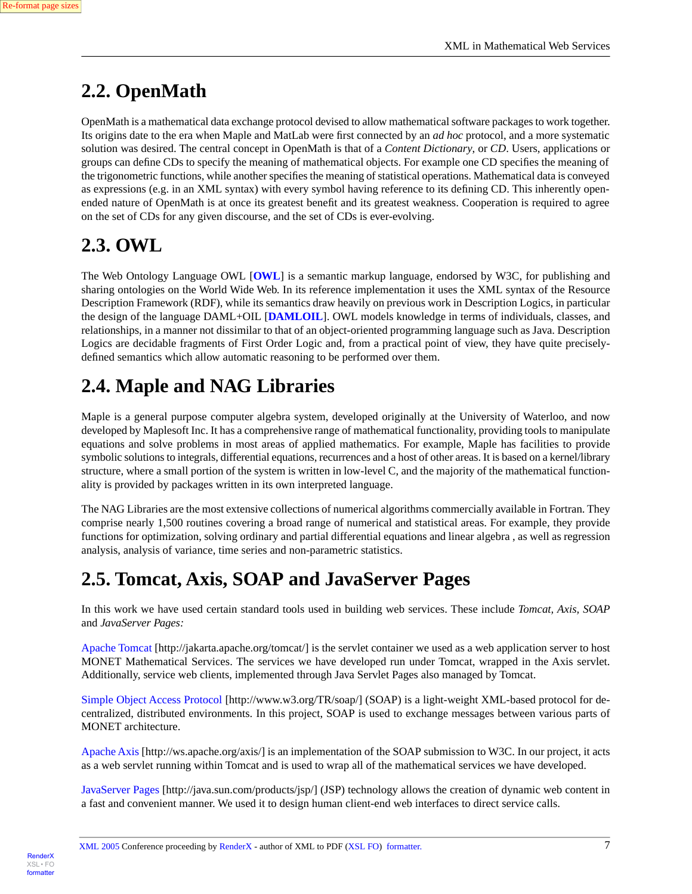## 2.2. OpenMath

OpenMath is a mathematical data exchange protocol devised to allow mathematical software packages to work together. Its origins date to the era when Maple and MatLab were first connected by an *ad hoc* protocol, and a more systematic solution was desired. The central concept in OpenMath is that of a *Content Dictionary*, or *CD*. Users, applications or groups can define CDs to specify the meaning of mathematical objects. For example one CD specifies the meaning of the trigonometric functions, while another specifies the meaning of statistical operations. Mathematical data is conveyed as expressions (e.g. in an XML syntax) with every symbol having reference to its defining CD. This inherently open-ended nature of OpenMath is at once its greatest benefit and its greatest weakness. Cooperation is required to agree on the set of CDs for any given discourse, and the set of CDs is ever-evolving.

## 2.3. OWL

The Web Ontology Language OWL [**OWL**] is a semantic markup language, endorsed by W3C, for publishing and sharing ontologies on the World Wide Web. In its reference implementation it uses the XML syntax of the Resource Description Framework (RDF), while its semantics draw heavily on previous work in Description Logics, in particular the design of the language DAML+OIL [**DAMLOIL**]. OWL models knowledge in terms of individuals, classes, and relationships, in a manner not dissimilar to that of an object-oriented programming language such as Java. Description Logics are decidable fragments of First Order Logic and, from a practical point of view, they have quite precisely-defined semantics which allow automatic reasoning to be performed over them.

## 2.4. Maple and NAG Libraries

Maple is a general purpose computer algebra system, developed originally at the University of Waterloo, and now developed by Maplesoft Inc. It has a comprehensive range of mathematical functionality, providing tools to manipulate equations and solve problems in most areas of applied mathematics. For example, Maple has facilities to provide symbolic solutions to integrals, differential equations, recurrences and a host of other areas. It is based on a kernel/library structure, where a small portion of the system is written in low-level C, and the majority of the mathematical functionality is provided by packages written in its own interpreted language.

The NAG Libraries are the most extensive collections of numerical algorithms commercially available in Fortran. They comprise nearly 1,500 routines covering a broad range of numerical and statistical areas. For example, they provide functions for optimization, solving ordinary and partial differential equations and linear algebra , as well as regression analysis, analysis of variance, time series and non-parametric statistics.

## 2.5. Tomcat, Axis, SOAP and JavaServer Pages

In this work we have used certain standard tools used in building web services. These include *Tomcat, Axis, SOAP* and *JavaServer Pages:*

Apache Tomcat [http://jakarta.apache.org/tomcat/] is the servlet container we used as a web application server to host MONET Mathematical Services. The services we have developed run under Tomcat, wrapped in the Axis servlet. Additionally, service web clients, implemented through Java Servlet Pages also managed by Tomcat.

Simple Object Access Protocol [http://www.w3.org/TR/soap/] (SOAP) is a light-weight XML-based protocol for decentralized, distributed environments. In this project, SOAP is used to exchange messages between various parts of MONET architecture.

Apache Axis [http://ws.apache.org/axis/] is an implementation of the SOAP submission to W3C. In our project, it acts as a web servlet running within Tomcat and is used to wrap all of the mathematical services we have developed.

JavaServer Pages [http://java.sun.com/products/jsp/] (JSP) technology allows the creation of dynamic web content in a fast and convenient manner. We used it to design human client-end web interfaces to direct service calls.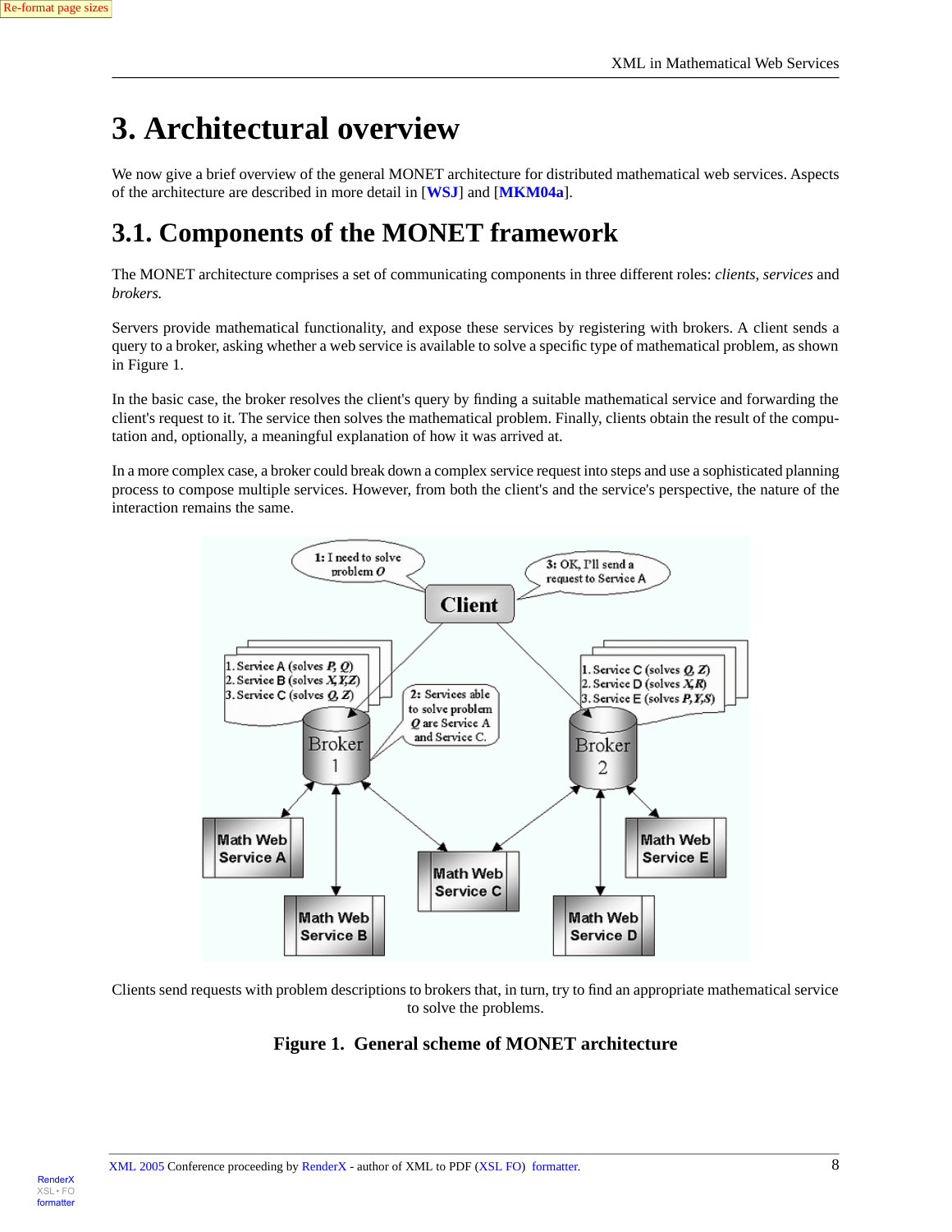# 3. Architectural overview

We now give a brief overview of the general MONET architecture for distributed mathematical web services. Aspects of the architecture are described in more detail in [**WSJ**] and [**MKM04a**].

## 3.1. Components of the MONET framework

The MONET architecture comprises a set of communicating components in three different roles: *clients*, *services* and *brokers*.

Servers provide mathematical functionality, and expose these services by registering with brokers. A client sends a query to a broker, asking whether a web service is available to solve a specific type of mathematical problem, as shown in Figure 1.

In the basic case, the broker resolves the client's query by finding a suitable mathematical service and forwarding the client's request to it. The service then solves the mathematical problem. Finally, clients obtain the result of the computation and, optionally, a meaningful explanation of how it was arrived at.

In a more complex case, a broker could break down a complex service request into steps and use a sophisticated planning process to compose multiple services. However, from both the client's and the service's perspective, the nature of the interaction remains the same.

Clients send requests with problem descriptions to brokers that, in turn, try to find an appropriate mathematical service to solve the problems.

**Figure 1. General scheme of MONET architecture**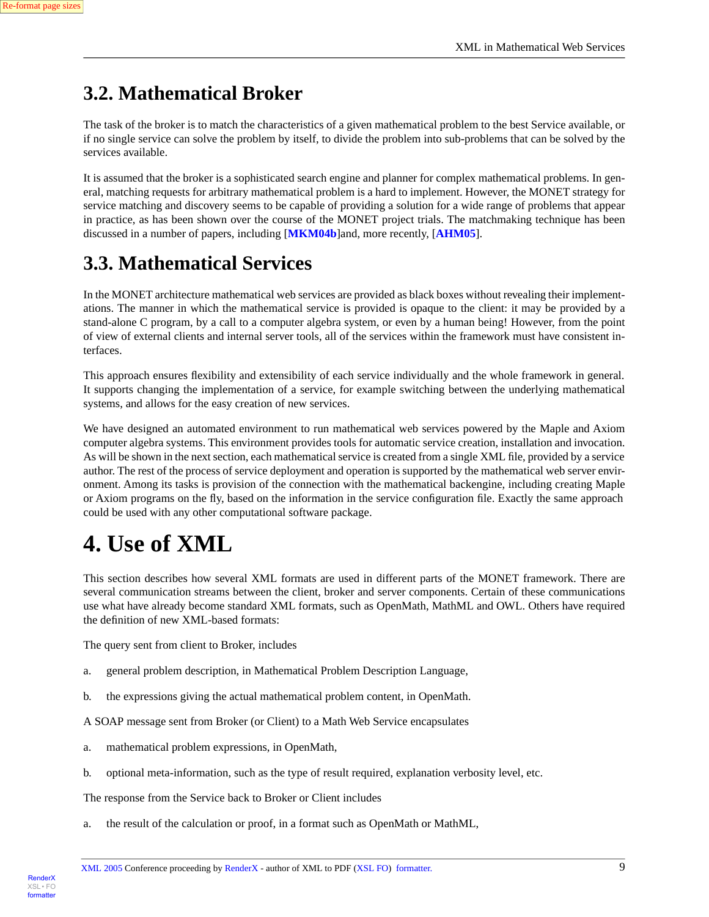## 3.2. Mathematical Broker

The task of the broker is to match the characteristics of a given mathematical problem to the best Service available, or if no single service can solve the problem by itself, to divide the problem into sub-problems that can be solved by the services available.

It is assumed that the broker is a sophisticated search engine and planner for complex mathematical problems. In general, matching requests for arbitrary mathematical problem is a hard to implement. However, the MONET strategy for service matching and discovery seems to be capable of providing a solution for a wide range of problems that appear in practice, as has been shown over the course of the MONET project trials. The matchmaking technique has been discussed in a number of papers, including [**MKM04b**]and, more recently, [**AHM05**].

## 3.3. Mathematical Services

In the MONET architecture mathematical web services are provided as black boxes without revealing their implementations. The manner in which the mathematical service is provided is opaque to the client: it may be provided by a stand-alone C program, by a call to a computer algebra system, or even by a human being! However, from the point of view of external clients and internal server tools, all of the services within the framework must have consistent interfaces.

This approach ensures flexibility and extensibility of each service individually and the whole framework in general. It supports changing the implementation of a service, for example switching between the underlying mathematical systems, and allows for the easy creation of new services.

We have designed an automated environment to run mathematical web services powered by the Maple and Axiom computer algebra systems. This environment provides tools for automatic service creation, installation and invocation. As will be shown in the next section, each mathematical service is created from a single XML file, provided by a service author. The rest of the process of service deployment and operation is supported by the mathematical web server environment. Among its tasks is provision of the connection with the mathematical backengine, including creating Maple or Axiom programs on the fly, based on the information in the service configuration file. Exactly the same approach could be used with any other computational software package.

# 4. Use of XML

This section describes how several XML formats are used in different parts of the MONET framework. There are several communication streams between the client, broker and server components. Certain of these communications use what have already become standard XML formats, such as OpenMath, MathML and OWL. Others have required the definition of new XML-based formats:

The query sent from client to Broker, includes

a. general problem description, in Mathematical Problem Description Language,

b. the expressions giving the actual mathematical problem content, in OpenMath.

A SOAP message sent from Broker (or Client) to a Math Web Service encapsulates

a. mathematical problem expressions, in OpenMath,

b. optional meta-information, such as the type of result required, explanation verbosity level, etc.

The response from the Service back to Broker or Client includes

a. the result of the calculation or proof, in a format such as OpenMath or MathML,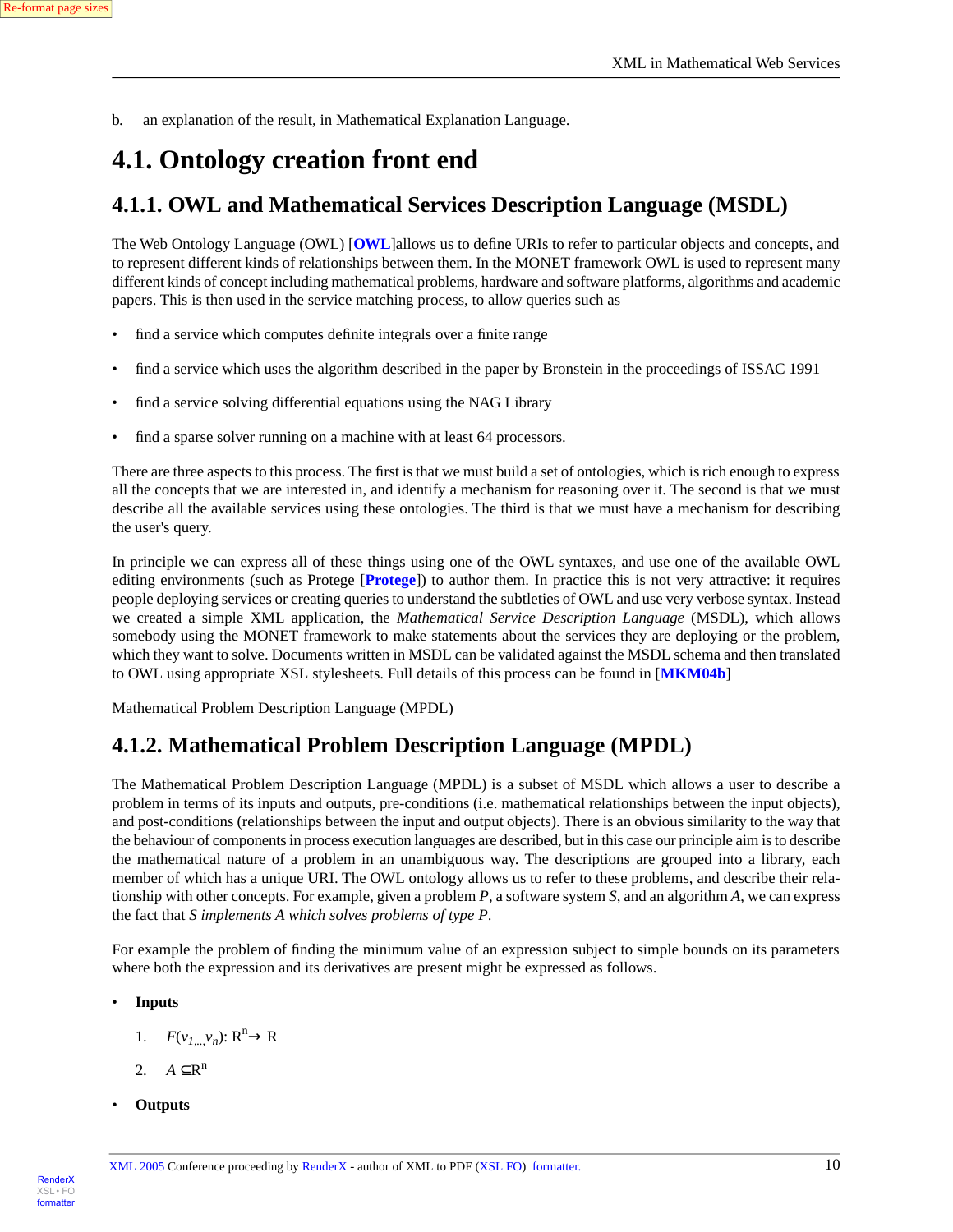b. an explanation of the result, in Mathematical Explanation Language.

## 4.1. Ontology creation front end

### 4.1.1. OWL and Mathematical Services Description Language (MSDL)

The Web Ontology Language (OWL) [**OWL**]allows us to define URIs to refer to particular objects and concepts, and to represent different kinds of relationships between them. In the MONET framework OWL is used to represent many different kinds of concept including mathematical problems, hardware and software platforms, algorithms and academic papers. This is then used in the service matching process, to allow queries such as

- find a service which computes definite integrals over a finite range
- find a service which uses the algorithm described in the paper by Bronstein in the proceedings of ISSAC 1991
- find a service solving differential equations using the NAG Library
- find a sparse solver running on a machine with at least 64 processors.

There are three aspects to this process. The first is that we must build a set of ontologies, which is rich enough to express all the concepts that we are interested in, and identify a mechanism for reasoning over it. The second is that we must describe all the available services using these ontologies. The third is that we must have a mechanism for describing the user's query.

In principle we can express all of these things using one of the OWL syntaxes, and use one of the available OWL editing environments (such as Protege [**Protege**]) to author them. In practice this is not very attractive: it requires people deploying services or creating queries to understand the subtleties of OWL and use very verbose syntax. Instead we created a simple XML application, the *Mathematical Service Description Language* (MSDL), which allows somebody using the MONET framework to make statements about the services they are deploying or the problem, which they want to solve. Documents written in MSDL can be validated against the MSDL schema and then translated to OWL using appropriate XSL stylesheets. Full details of this process can be found in [**MKM04b**]

Mathematical Problem Description Language (MPDL)

### 4.1.2. Mathematical Problem Description Language (MPDL)

The Mathematical Problem Description Language (MPDL) is a subset of MSDL which allows a user to describe a problem in terms of its inputs and outputs, pre-conditions (i.e. mathematical relationships between the input objects), and post-conditions (relationships between the input and output objects). There is an obvious similarity to the way that the behaviour of components in process execution languages are described, but in this case our principle aim is to describe the mathematical nature of a problem in an unambiguous way. The descriptions are grouped into a library, each member of which has a unique URI. The OWL ontology allows us to refer to these problems, and describe their relationship with other concepts. For example, given a problem $P$, a software system $S$, and an algorithm $A$, we can express the fact that *S implements A which solves problems of type P*.

For example the problem of finding the minimum value of an expression subject to simple bounds on its parameters where both the expression and its derivatives are present might be expressed as follows.

- **Inputs**
  1. $F(v_{1,..,}v_n)$: $\mathrm{R}^n \rightarrow \mathrm{R}$
  2. $A \subseteq \mathrm{R}^n$
- **Outputs**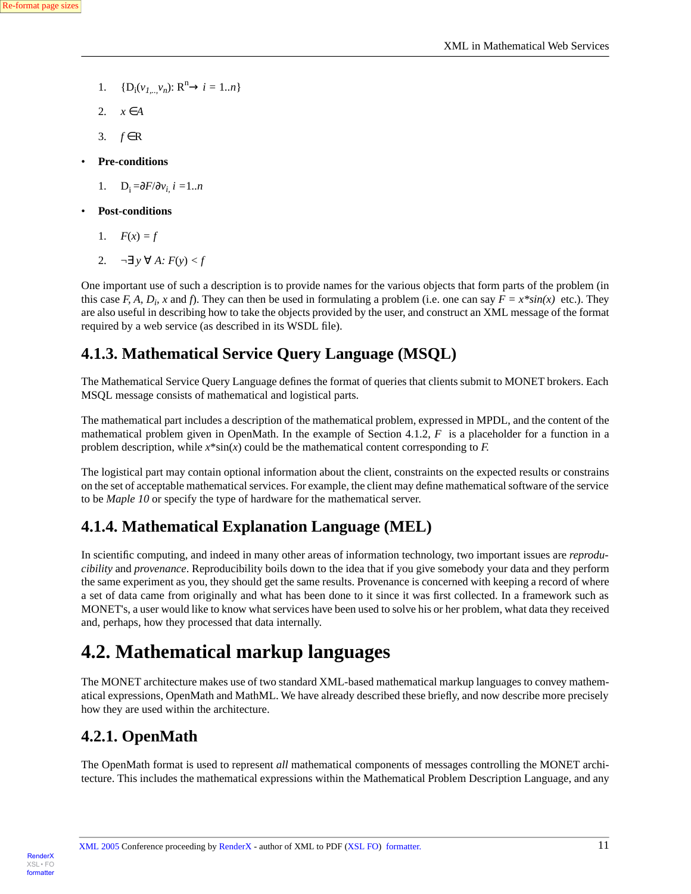1. $\{D_i(v_{1,..,}v_n)$: $R^n \rightarrow$ $i$ = 1..$n\}$
2. $x \in A$
3. $f \in R$

- **Pre-conditions**

1. $D_i = \partial F / \partial v_{i,}$ $i$ =1..$n$

- **Post-conditions**

1. $F(x) = f$
2. $\neg\exists\, y \,\forall\, A$: $F(y) < f$

One important use of such a description is to provide names for the various objects that form parts of the problem (in this case $F$, $A$, $D_i$, $x$ and $f$). They can then be used in formulating a problem (i.e. one can say $F = x*sin(x)$ etc.). They are also useful in describing how to take the objects provided by the user, and construct an XML message of the format required by a web service (as described in its WSDL file).

### 4.1.3. Mathematical Service Query Language (MSQL)

The Mathematical Service Query Language defines the format of queries that clients submit to MONET brokers. Each MSQL message consists of mathematical and logistical parts.

The mathematical part includes a description of the mathematical problem, expressed in MPDL, and the content of the mathematical problem given in OpenMath. In the example of Section 4.1.2, $F$ is a placeholder for a function in a problem description, while $x$*sin($x$) could be the mathematical content corresponding to $F$.

The logistical part may contain optional information about the client, constraints on the expected results or constrains on the set of acceptable mathematical services. For example, the client may define mathematical software of the service to be *Maple 10* or specify the type of hardware for the mathematical server.

### 4.1.4. Mathematical Explanation Language (MEL)

In scientific computing, and indeed in many other areas of information technology, two important issues are *reproducibility* and *provenance*. Reproducibility boils down to the idea that if you give somebody your data and they perform the same experiment as you, they should get the same results. Provenance is concerned with keeping a record of where a set of data came from originally and what has been done to it since it was first collected. In a framework such as MONET's, a user would like to know what services have been used to solve his or her problem, what data they received and, perhaps, how they processed that data internally.

## 4.2. Mathematical markup languages

The MONET architecture makes use of two standard XML-based mathematical markup languages to convey mathematical expressions, OpenMath and MathML. We have already described these briefly, and now describe more precisely how they are used within the architecture.

### 4.2.1. OpenMath

The OpenMath format is used to represent *all* mathematical components of messages controlling the MONET architecture. This includes the mathematical expressions within the Mathematical Problem Description Language, and any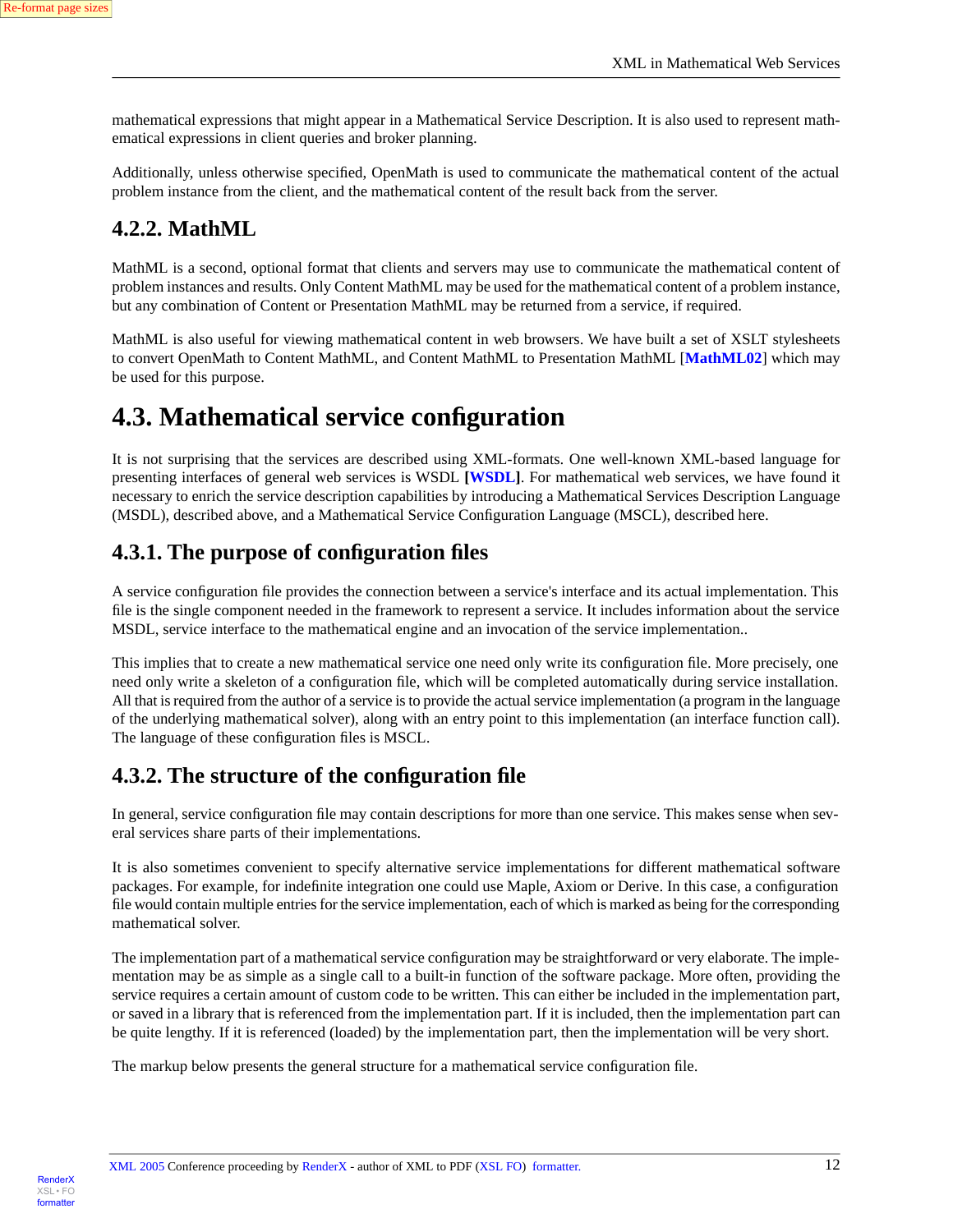mathematical expressions that might appear in a Mathematical Service Description. It is also used to represent mathematical expressions in client queries and broker planning.

Additionally, unless otherwise specified, OpenMath is used to communicate the mathematical content of the actual problem instance from the client, and the mathematical content of the result back from the server.

### 4.2.2. MathML

MathML is a second, optional format that clients and servers may use to communicate the mathematical content of problem instances and results. Only Content MathML may be used for the mathematical content of a problem instance, but any combination of Content or Presentation MathML may be returned from a service, if required.

MathML is also useful for viewing mathematical content in web browsers. We have built a set of XSLT stylesheets to convert OpenMath to Content MathML, and Content MathML to Presentation MathML [**MathML02**] which may be used for this purpose.

## 4.3. Mathematical service configuration

It is not surprising that the services are described using XML-formats. One well-known XML-based language for presenting interfaces of general web services is WSDL **[WSDL]**. For mathematical web services, we have found it necessary to enrich the service description capabilities by introducing a Mathematical Services Description Language (MSDL), described above, and a Mathematical Service Configuration Language (MSCL), described here.

### 4.3.1. The purpose of configuration files

A service configuration file provides the connection between a service's interface and its actual implementation. This file is the single component needed in the framework to represent a service. It includes information about the service MSDL, service interface to the mathematical engine and an invocation of the service implementation..

This implies that to create a new mathematical service one need only write its configuration file. More precisely, one need only write a skeleton of a configuration file, which will be completed automatically during service installation. All that is required from the author of a service is to provide the actual service implementation (a program in the language of the underlying mathematical solver), along with an entry point to this implementation (an interface function call). The language of these configuration files is MSCL.

### 4.3.2. The structure of the configuration file

In general, service configuration file may contain descriptions for more than one service. This makes sense when several services share parts of their implementations.

It is also sometimes convenient to specify alternative service implementations for different mathematical software packages. For example, for indefinite integration one could use Maple, Axiom or Derive. In this case, a configuration file would contain multiple entries for the service implementation, each of which is marked as being for the corresponding mathematical solver.

The implementation part of a mathematical service configuration may be straightforward or very elaborate. The implementation may be as simple as a single call to a built-in function of the software package. More often, providing the service requires a certain amount of custom code to be written. This can either be included in the implementation part, or saved in a library that is referenced from the implementation part. If it is included, then the implementation part can be quite lengthy. If it is referenced (loaded) by the implementation part, then the implementation will be very short.

The markup below presents the general structure for a mathematical service configuration file.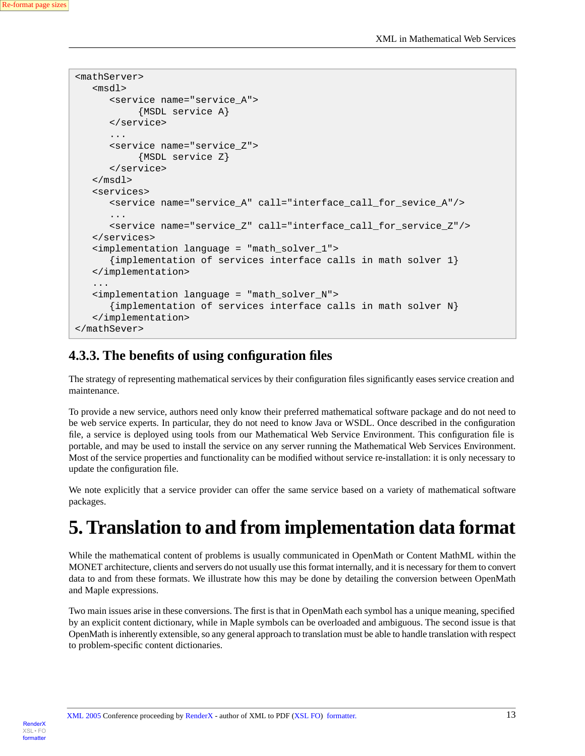```
<mathServer>
   <msdl>
      <service name="service_A">
           {MSDL service A}
      </service>
      ...
      <service name="service_Z">
           {MSDL service Z}
      </service>
   </msdl>
   <services>
      <service name="service_A" call="interface_call_for_sevice_A"/>
      ...
      <service name="service_Z" call="interface_call_for_service_Z"/>
   </services>
   <implementation language = "math_solver_1">
      {implementation of services interface calls in math solver 1}
   </implementation>
   ...
   <implementation language = "math_solver_N">
      {implementation of services interface calls in math solver N}
   </implementation>
</mathSever>
```

### 4.3.3. The benefits of using configuration files

The strategy of representing mathematical services by their configuration files significantly eases service creation and maintenance.

To provide a new service, authors need only know their preferred mathematical software package and do not need to be web service experts. In particular, they do not need to know Java or WSDL. Once described in the configuration file, a service is deployed using tools from our Mathematical Web Service Environment. This configuration file is portable, and may be used to install the service on any server running the Mathematical Web Services Environment. Most of the service properties and functionality can be modified without service re-installation: it is only necessary to update the configuration file.

We note explicitly that a service provider can offer the same service based on a variety of mathematical software packages.

# 5. Translation to and from implementation data format

While the mathematical content of problems is usually communicated in OpenMath or Content MathML within the MONET architecture, clients and servers do not usually use this format internally, and it is necessary for them to convert data to and from these formats. We illustrate how this may be done by detailing the conversion between OpenMath and Maple expressions.

Two main issues arise in these conversions. The first is that in OpenMath each symbol has a unique meaning, specified by an explicit content dictionary, while in Maple symbols can be overloaded and ambiguous. The second issue is that OpenMath is inherently extensible, so any general approach to translation must be able to handle translation with respect to problem-specific content dictionaries.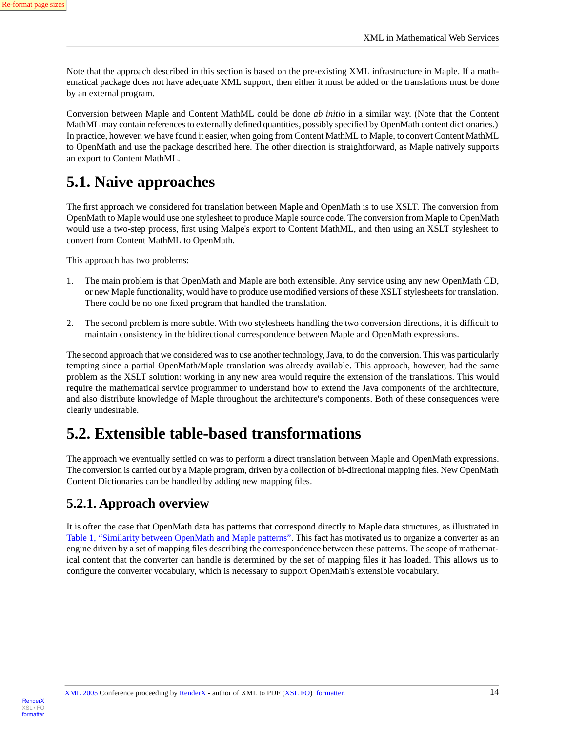Note that the approach described in this section is based on the pre-existing XML infrastructure in Maple. If a mathematical package does not have adequate XML support, then either it must be added or the translations must be done by an external program.

Conversion between Maple and Content MathML could be done *ab initio* in a similar way. (Note that the Content MathML may contain references to externally defined quantities, possibly specified by OpenMath content dictionaries.) In practice, however, we have found it easier, when going from Content MathML to Maple, to convert Content MathML to OpenMath and use the package described here. The other direction is straightforward, as Maple natively supports an export to Content MathML.

## 5.1. Naive approaches

The first approach we considered for translation between Maple and OpenMath is to use XSLT. The conversion from OpenMath to Maple would use one stylesheet to produce Maple source code. The conversion from Maple to OpenMath would use a two-step process, first using Malpe's export to Content MathML, and then using an XSLT stylesheet to convert from Content MathML to OpenMath.

This approach has two problems:

1. The main problem is that OpenMath and Maple are both extensible. Any service using any new OpenMath CD, or new Maple functionality, would have to produce use modified versions of these XSLT stylesheets for translation. There could be no one fixed program that handled the translation.

2. The second problem is more subtle. With two stylesheets handling the two conversion directions, it is difficult to maintain consistency in the bidirectional correspondence between Maple and OpenMath expressions.

The second approach that we considered was to use another technology, Java, to do the conversion. This was particularly tempting since a partial OpenMath/Maple translation was already available. This approach, however, had the same problem as the XSLT solution: working in any new area would require the extension of the translations. This would require the mathematical service programmer to understand how to extend the Java components of the architecture, and also distribute knowledge of Maple throughout the architecture's components. Both of these consequences were clearly undesirable.

## 5.2. Extensible table-based transformations

The approach we eventually settled on was to perform a direct translation between Maple and OpenMath expressions. The conversion is carried out by a Maple program, driven by a collection of bi-directional mapping files. New OpenMath Content Dictionaries can be handled by adding new mapping files.

### 5.2.1. Approach overview

It is often the case that OpenMath data has patterns that correspond directly to Maple data structures, as illustrated in Table 1, "Similarity between OpenMath and Maple patterns". This fact has motivated us to organize a converter as an engine driven by a set of mapping files describing the correspondence between these patterns. The scope of mathematical content that the converter can handle is determined by the set of mapping files it has loaded. This allows us to configure the converter vocabulary, which is necessary to support OpenMath's extensible vocabulary.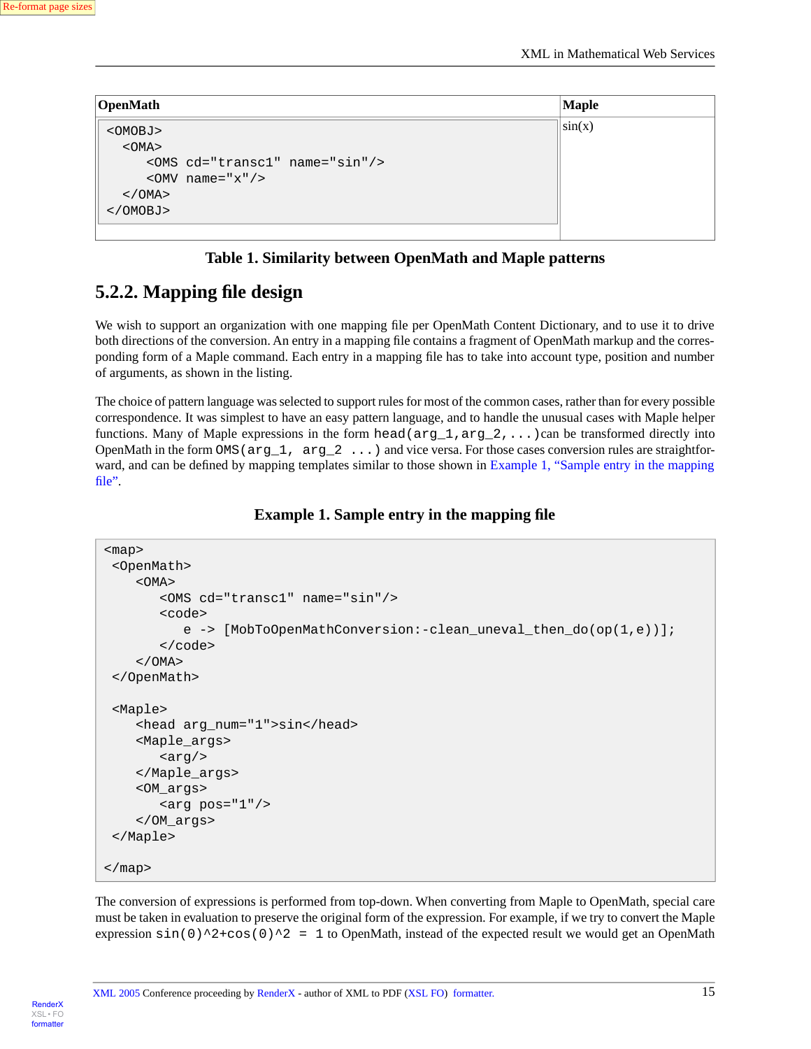| OpenMath | Maple |
|---|---|
| `<OMOBJ> <OMA> <OMS cd="transc1" name="sin"/> <OMV name="x"/> </OMA> </OMOBJ>` | sin(x) |

**Table 1. Similarity between OpenMath and Maple patterns**

## 5.2.2. Mapping file design

We wish to support an organization with one mapping file per OpenMath Content Dictionary, and to use it to drive both directions of the conversion. An entry in a mapping file contains a fragment of OpenMath markup and the corresponding form of a Maple command. Each entry in a mapping file has to take into account type, position and number of arguments, as shown in the listing.

The choice of pattern language was selected to support rules for most of the common cases, rather than for every possible correspondence. It was simplest to have an easy pattern language, and to handle the unusual cases with Maple helper functions. Many of Maple expressions in the form `head(arg_1,arg_2,...)` can be transformed directly into OpenMath in the form `OMS(arg_1, arg_2 ...)` and vice versa. For those cases conversion rules are straightforward, and can be defined by mapping templates similar to those shown in Example 1, "Sample entry in the mapping file".

**Example 1. Sample entry in the mapping file**

```
<map>
 <OpenMath>
    <OMA>
       <OMS cd="transc1" name="sin"/>
       <code>
          e -> [MobToOpenMathConversion:-clean_uneval_then_do(op(1,e))];
       </code>
    </OMA>
 </OpenMath>

 <Maple>
    <head arg_num="1">sin</head>
    <Maple_args>
       <arg/>
    </Maple_args>
    <OM_args>
       <arg pos="1"/>
    </OM_args>
 </Maple>

</map>
```

The conversion of expressions is performed from top-down. When converting from Maple to OpenMath, special care must be taken in evaluation to preserve the original form of the expression. For example, if we try to convert the Maple expression `sin(0)^2+cos(0)^2 = 1` to OpenMath, instead of the expected result we would get an OpenMath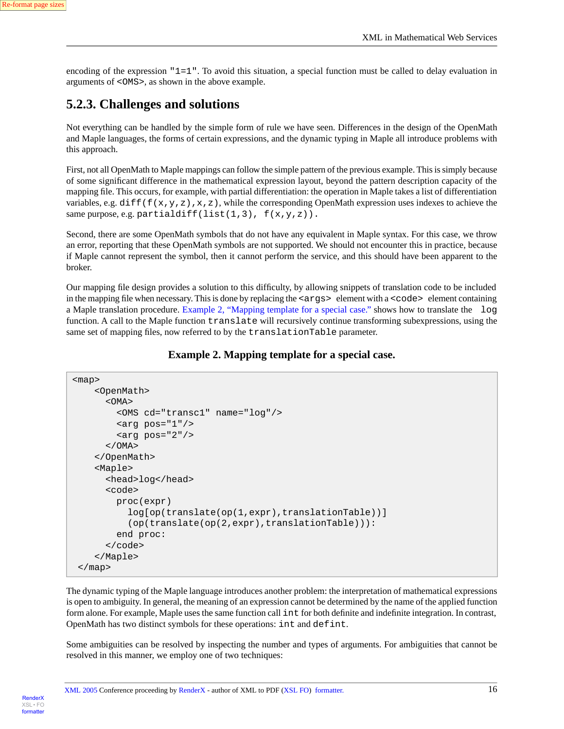encoding of the expression `"1=1"`. To avoid this situation, a special function must be called to delay evaluation in arguments of `<OMS>`, as shown in the above example.

### 5.2.3. Challenges and solutions

Not everything can be handled by the simple form of rule we have seen. Differences in the design of the OpenMath and Maple languages, the forms of certain expressions, and the dynamic typing in Maple all introduce problems with this approach.

First, not all OpenMath to Maple mappings can follow the simple pattern of the previous example. This is simply because of some significant difference in the mathematical expression layout, beyond the pattern description capacity of the mapping file. This occurs, for example, with partial differentiation: the operation in Maple takes a list of differentiation variables, e.g. `diff(f(x,y,z),x,z)`, while the corresponding OpenMath expression uses indexes to achieve the same purpose, e.g. `partialdiff(list(1,3), f(x,y,z))`.

Second, there are some OpenMath symbols that do not have any equivalent in Maple syntax. For this case, we throw an error, reporting that these OpenMath symbols are not supported. We should not encounter this in practice, because if Maple cannot represent the symbol, then it cannot perform the service, and this should have been apparent to the broker.

Our mapping file design provides a solution to this difficulty, by allowing snippets of translation code to be included in the mapping file when necessary. This is done by replacing the `<args>` element with a `<code>` element containing a Maple translation procedure. Example 2, "Mapping template for a special case." shows how to translate the `log` function. A call to the Maple function `translate` will recursively continue transforming subexpressions, using the same set of mapping files, now referred to by the `translationTable` parameter.

**Example 2. Mapping template for a special case.**

```
<map>
    <OpenMath>
      <OMA>
        <OMS cd="transc1" name="log"/>
        <arg pos="1"/>
        <arg pos="2"/>
      </OMA>
    </OpenMath>
    <Maple>
      <head>log</head>
      <code>
        proc(expr)
          log[op(translate(op(1,expr),translationTable))]
          (op(translate(op(2,expr),translationTable))):
        end proc:
      </code>
    </Maple>
 </map>
```

The dynamic typing of the Maple language introduces another problem: the interpretation of mathematical expressions is open to ambiguity. In general, the meaning of an expression cannot be determined by the name of the applied function form alone. For example, Maple uses the same function call `int` for both definite and indefinite integration. In contrast, OpenMath has two distinct symbols for these operations: `int` and `defint`.

Some ambiguities can be resolved by inspecting the number and types of arguments. For ambiguities that cannot be resolved in this manner, we employ one of two techniques: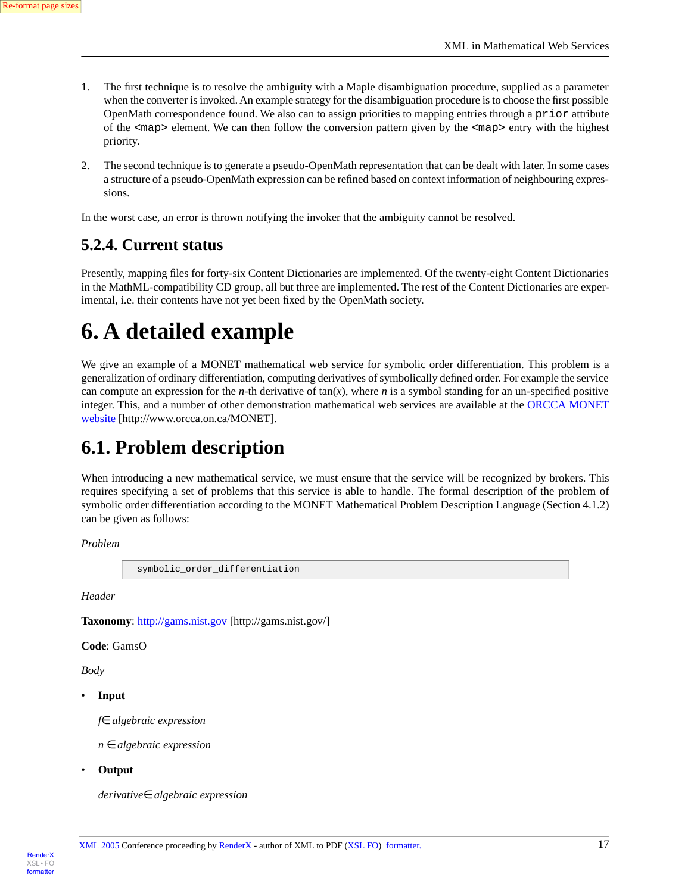1. The first technique is to resolve the ambiguity with a Maple disambiguation procedure, supplied as a parameter when the converter is invoked. An example strategy for the disambiguation procedure is to choose the first possible OpenMath correspondence found. We also can to assign priorities to mapping entries through a `prior` attribute of the `<map>` element. We can then follow the conversion pattern given by the `<map>` entry with the highest priority.

2. The second technique is to generate a pseudo-OpenMath representation that can be dealt with later. In some cases a structure of a pseudo-OpenMath expression can be refined based on context information of neighbouring expressions.

In the worst case, an error is thrown notifying the invoker that the ambiguity cannot be resolved.

### 5.2.4. Current status

Presently, mapping files for forty-six Content Dictionaries are implemented. Of the twenty-eight Content Dictionaries in the MathML-compatibility CD group, all but three are implemented. The rest of the Content Dictionaries are experimental, i.e. their contents have not yet been fixed by the OpenMath society.

# 6. A detailed example

We give an example of a MONET mathematical web service for symbolic order differentiation. This problem is a generalization of ordinary differentiation, computing derivatives of symbolically defined order. For example the service can compute an expression for the $n$-th derivative of $\tan(x)$, where $n$ is a symbol standing for an un-specified positive integer. This, and a number of other demonstration mathematical web services are available at the ORCCA MONET website [http://www.orcca.on.ca/MONET].

## 6.1. Problem description

When introducing a new mathematical service, we must ensure that the service will be recognized by brokers. This requires specifying a set of problems that this service is able to handle. The formal description of the problem of symbolic order differentiation according to the MONET Mathematical Problem Description Language (Section 4.1.2) can be given as follows:

*Problem*

```
symbolic_order_differentiation
```

*Header*

**Taxonomy**: http://gams.nist.gov [http://gams.nist.gov/]

**Code**: GamsO

*Body*

- **Input**

  $f \in$ *algebraic expression*

  $n \in$ *algebraic expression*

- **Output**

  *derivative* $\in$ *algebraic expression*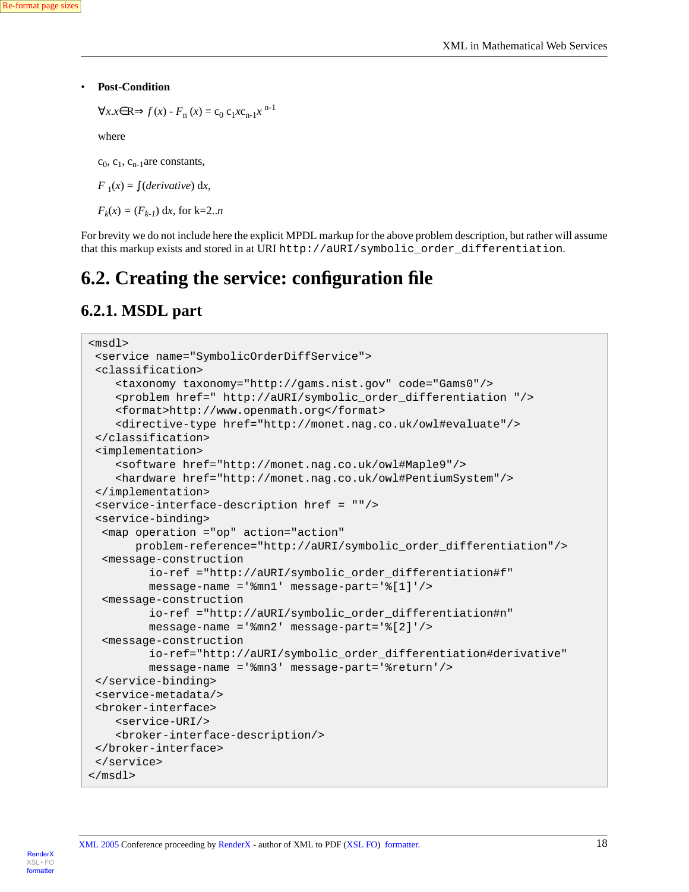- **Post-Condition**

  $\forall x.x \in R \Rightarrow f(x) - F_n(x) = c_0\ c_1 x c_{n-1} x^{n-1}$

  where

  $c_0$, $c_1$, $c_{n-1}$ are constants,

  $F_1(x) = \int(derivative)\ dx$,

  $F_k(x) = (F_{k-1})\ dx$, for k=2..*n*

For brevity we do not include here the explicit MPDL markup for the above problem description, but rather will assume that this markup exists and stored in at URI `http://aURI/symbolic_order_differentiation`.

## 6.2. Creating the service: configuration file

### 6.2.1. MSDL part

```
<msdl>
 <service name="SymbolicOrderDiffService">
 <classification>
    <taxonomy taxonomy="http://gams.nist.gov" code="Gams0"/>
    <problem href=" http://aURI/symbolic_order_differentiation "/>
    <format>http://www.openmath.org</format>
    <directive-type href="http://monet.nag.co.uk/owl#evaluate"/>
 </classification>
 <implementation>
    <software href="http://monet.nag.co.uk/owl#Maple9"/>
    <hardware href="http://monet.nag.co.uk/owl#PentiumSystem"/>
 </implementation>
 <service-interface-description href = ""/>
 <service-binding>
  <map operation ="op" action="action"
       problem-reference="http://aURI/symbolic_order_differentiation"/>
  <message-construction
         io-ref ="http://aURI/symbolic_order_differentiation#f"
         message-name ='%mn1' message-part='%[1]'/>
  <message-construction
         io-ref ="http://aURI/symbolic_order_differentiation#n"
         message-name ='%mn2' message-part='%[2]'/>
  <message-construction
         io-ref="http://aURI/symbolic_order_differentiation#derivative"
         message-name ='%mn3' message-part='%return'/>
 </service-binding>
 <service-metadata/>
 <broker-interface>
    <service-URI/>
    <broker-interface-description/>
 </broker-interface>
 </service>
</msdl>
```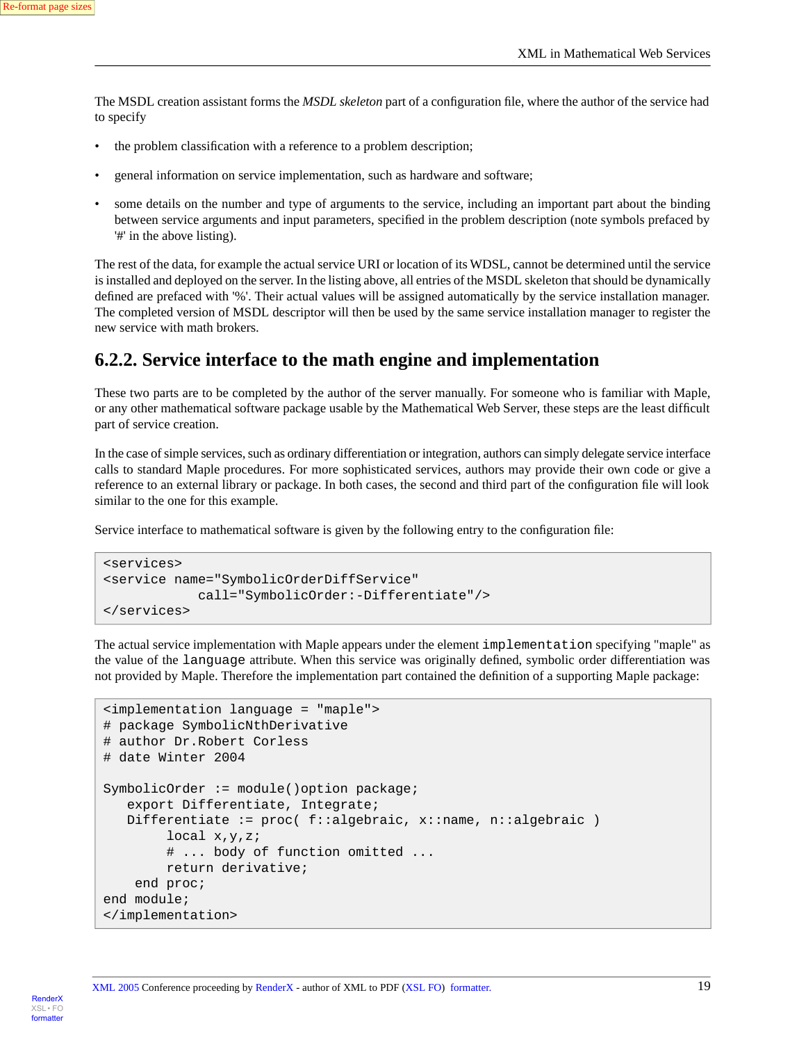The MSDL creation assistant forms the *MSDL skeleton* part of a configuration file, where the author of the service had to specify

- the problem classification with a reference to a problem description;
- general information on service implementation, such as hardware and software;
- some details on the number and type of arguments to the service, including an important part about the binding between service arguments and input parameters, specified in the problem description (note symbols prefaced by '#' in the above listing).

The rest of the data, for example the actual service URI or location of its WDSL, cannot be determined until the service is installed and deployed on the server. In the listing above, all entries of the MSDL skeleton that should be dynamically defined are prefaced with '%'. Their actual values will be assigned automatically by the service installation manager. The completed version of MSDL descriptor will then be used by the same service installation manager to register the new service with math brokers.

### 6.2.2. Service interface to the math engine and implementation

These two parts are to be completed by the author of the server manually. For someone who is familiar with Maple, or any other mathematical software package usable by the Mathematical Web Server, these steps are the least difficult part of service creation.

In the case of simple services, such as ordinary differentiation or integration, authors can simply delegate service interface calls to standard Maple procedures. For more sophisticated services, authors may provide their own code or give a reference to an external library or package. In both cases, the second and third part of the configuration file will look similar to the one for this example.

Service interface to mathematical software is given by the following entry to the configuration file:

```
<services>
<service name="SymbolicOrderDiffService"
            call="SymbolicOrder:-Differentiate"/>
</services>
```

The actual service implementation with Maple appears under the element `implementation` specifying "maple" as the value of the `language` attribute. When this service was originally defined, symbolic order differentiation was not provided by Maple. Therefore the implementation part contained the definition of a supporting Maple package:

```
<implementation language = "maple">
# package SymbolicNthDerivative
# author Dr.Robert Corless
# date Winter 2004

SymbolicOrder := module()option package;
   export Differentiate, Integrate;
   Differentiate := proc( f::algebraic, x::name, n::algebraic )
        local x,y,z;
        # ... body of function omitted ...
        return derivative;
    end proc;
end module;
</implementation>
```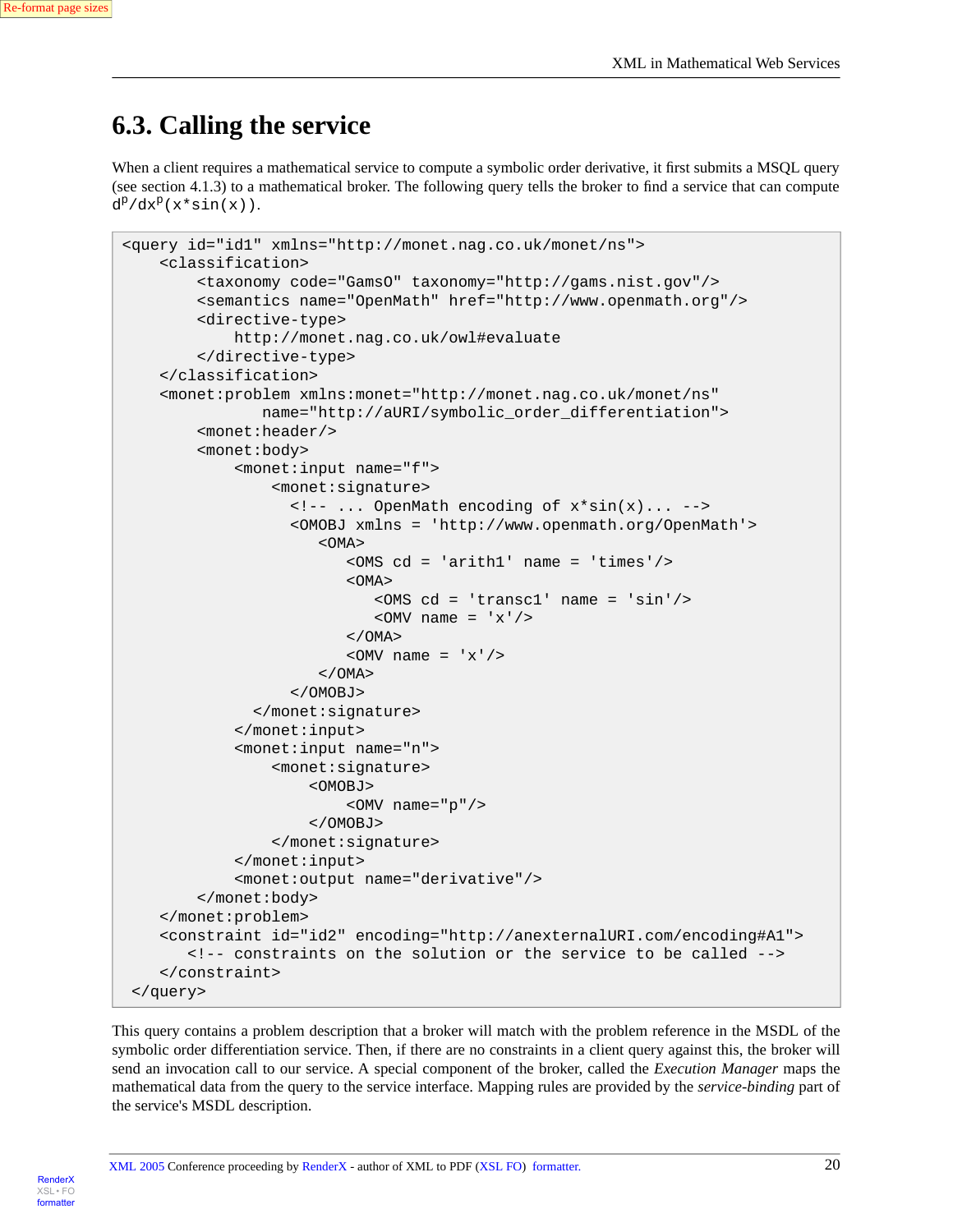## 6.3. Calling the service

When a client requires a mathematical service to compute a symbolic order derivative, it first submits a MSQL query (see section 4.1.3) to a mathematical broker. The following query tells the broker to find a service that can compute `d`$^{p}$`/dx`$^{p}$`(x*sin(x))`.

```
<query id="id1" xmlns="http://monet.nag.co.uk/monet/ns">
    <classification>
        <taxonomy code="GamsO" taxonomy="http://gams.nist.gov"/>
        <semantics name="OpenMath" href="http://www.openmath.org"/>
        <directive-type>
            http://monet.nag.co.uk/owl#evaluate
        </directive-type>
    </classification>
    <monet:problem xmlns:monet="http://monet.nag.co.uk/monet/ns"
                name="http://aURI/symbolic_order_differentiation">
        <monet:header/>
        <monet:body>
            <monet:input name="f">
                <monet:signature>
                  <!-- ... OpenMath encoding of x*sin(x)... -->
                  <OMOBJ xmlns = 'http://www.openmath.org/OpenMath'>
                     <OMA>
                        <OMS cd = 'arith1' name = 'times'/>
                        <OMA>
                           <OMS cd = 'transc1' name = 'sin'/>
                           <OMV name = 'x'/>
                        </OMA>
                        <OMV name = 'x'/>
                     </OMA>
                  </OMOBJ>
              </monet:signature>
            </monet:input>
            <monet:input name="n">
                <monet:signature>
                    <OMOBJ>
                        <OMV name="p"/>
                    </OMOBJ>
                </monet:signature>
            </monet:input>
            <monet:output name="derivative"/>
        </monet:body>
    </monet:problem>
    <constraint id="id2" encoding="http://anexternalURI.com/encoding#A1">
       <!-- constraints on the solution or the service to be called -->
    </constraint>
 </query>
```

This query contains a problem description that a broker will match with the problem reference in the MSDL of the symbolic order differentiation service. Then, if there are no constraints in a client query against this, the broker will send an invocation call to our service. A special component of the broker, called the *Execution Manager* maps the mathematical data from the query to the service interface. Mapping rules are provided by the *service-binding* part of the service's MSDL description.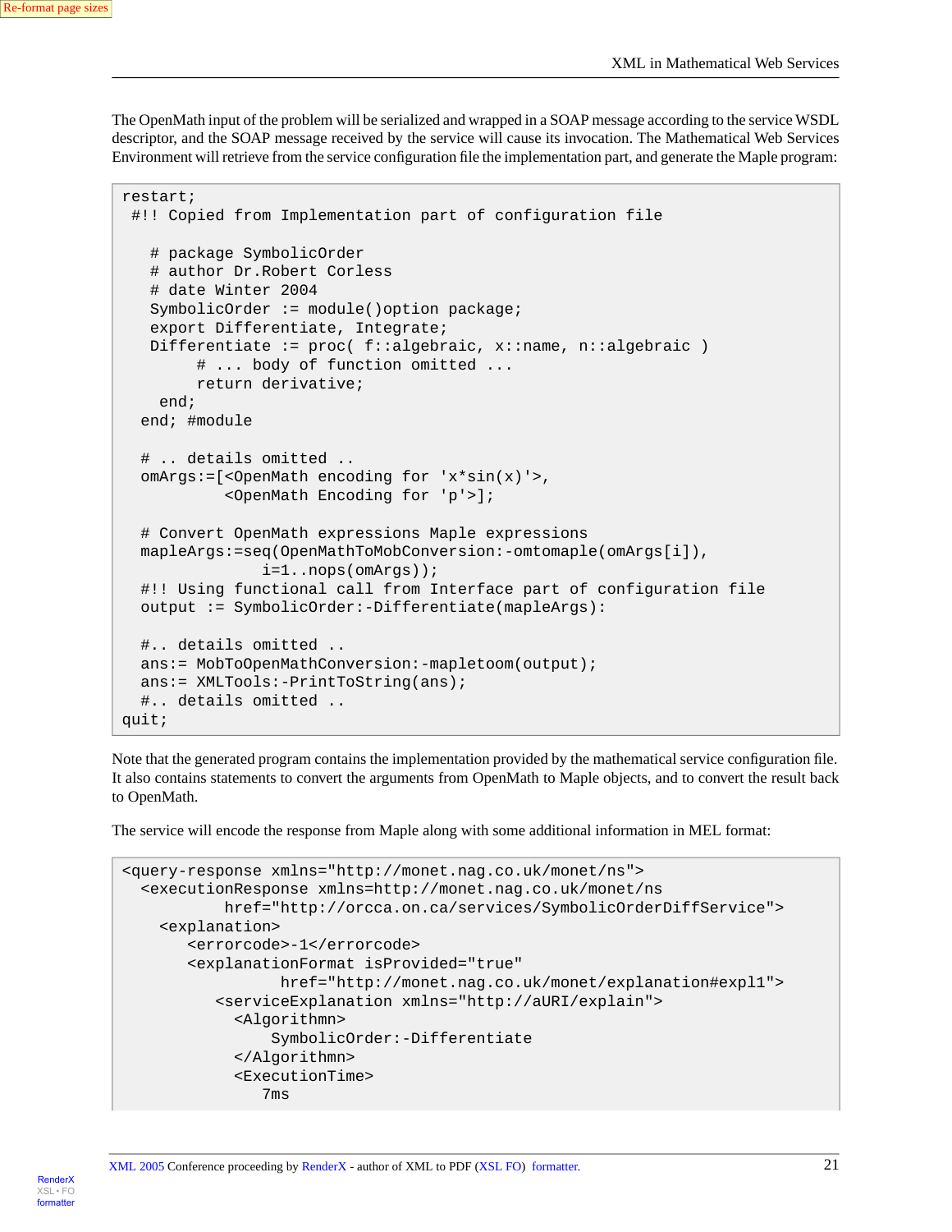The OpenMath input of the problem will be serialized and wrapped in a SOAP message according to the service WSDL descriptor, and the SOAP message received by the service will cause its invocation. The Mathematical Web Services Environment will retrieve from the service configuration file the implementation part, and generate the Maple program:

```
restart;
 #!! Copied from Implementation part of configuration file

   # package SymbolicOrder
   # author Dr.Robert Corless
   # date Winter 2004
   SymbolicOrder := module()option package;
   export Differentiate, Integrate;
   Differentiate := proc( f::algebraic, x::name, n::algebraic )
        # ... body of function omitted ...
        return derivative;
    end;
  end; #module

  # .. details omitted ..
  omArgs:=[<OpenMath encoding for 'x*sin(x)'>,
           <OpenMath Encoding for 'p'>];

  # Convert OpenMath expressions Maple expressions
  mapleArgs:=seq(OpenMathToMobConversion:-omtomaple(omArgs[i]),
               i=1..nops(omArgs));
  #!! Using functional call from Interface part of configuration file
  output := SymbolicOrder:-Differentiate(mapleArgs):

  #.. details omitted ..
  ans:= MobToOpenMathConversion:-mapletoom(output);
  ans:= XMLTools:-PrintToString(ans);
  #.. details omitted ..
quit;
```

Note that the generated program contains the implementation provided by the mathematical service configuration file. It also contains statements to convert the arguments from OpenMath to Maple objects, and to convert the result back to OpenMath.

The service will encode the response from Maple along with some additional information in MEL format:

```
<query-response xmlns="http://monet.nag.co.uk/monet/ns">
  <executionResponse xmlns=http://monet.nag.co.uk/monet/ns
           href="http://orcca.on.ca/services/SymbolicOrderDiffService">
    <explanation>
       <errorcode>-1</errorcode>
       <explanationFormat isProvided="true"
                 href="http://monet.nag.co.uk/monet/explanation#expl1">
          <serviceExplanation xmlns="http://aURI/explain">
            <Algorithmn>
                SymbolicOrder:-Differentiate
            </Algorithmn>
            <ExecutionTime>
               7ms
```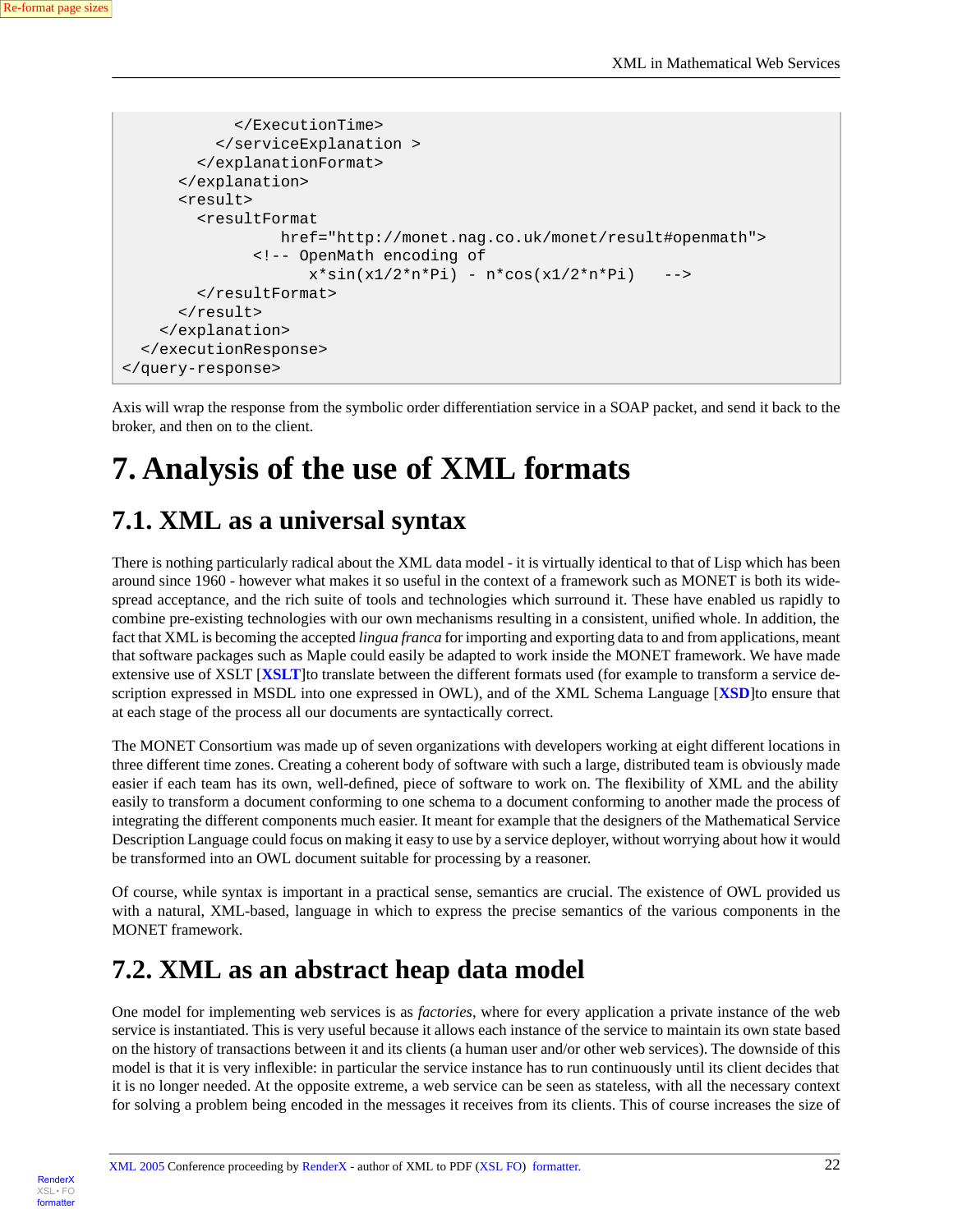```
            </ExecutionTime>
          </serviceExplanation >
        </explanationFormat>
      </explanation>
      <result>
        <resultFormat
                 href="http://monet.nag.co.uk/monet/result#openmath">
              <!-- OpenMath encoding of
                    x*sin(x1/2*n*Pi) - n*cos(x1/2*n*Pi)    -->
        </resultFormat>
      </result>
    </explanation>
  </executionResponse>
</query-response>
```

Axis will wrap the response from the symbolic order differentiation service in a SOAP packet, and send it back to the broker, and then on to the client.

# 7. Analysis of the use of XML formats

## 7.1. XML as a universal syntax

There is nothing particularly radical about the XML data model - it is virtually identical to that of Lisp which has been around since 1960 - however what makes it so useful in the context of a framework such as MONET is both its widespread acceptance, and the rich suite of tools and technologies which surround it. These have enabled us rapidly to combine pre-existing technologies with our own mechanisms resulting in a consistent, unified whole. In addition, the fact that XML is becoming the accepted *lingua franca* for importing and exporting data to and from applications, meant that software packages such as Maple could easily be adapted to work inside the MONET framework. We have made extensive use of XSLT [**XSLT**]to translate between the different formats used (for example to transform a service description expressed in MSDL into one expressed in OWL), and of the XML Schema Language [**XSD**]to ensure that at each stage of the process all our documents are syntactically correct.

The MONET Consortium was made up of seven organizations with developers working at eight different locations in three different time zones. Creating a coherent body of software with such a large, distributed team is obviously made easier if each team has its own, well-defined, piece of software to work on. The flexibility of XML and the ability easily to transform a document conforming to one schema to a document conforming to another made the process of integrating the different components much easier. It meant for example that the designers of the Mathematical Service Description Language could focus on making it easy to use by a service deployer, without worrying about how it would be transformed into an OWL document suitable for processing by a reasoner.

Of course, while syntax is important in a practical sense, semantics are crucial. The existence of OWL provided us with a natural, XML-based, language in which to express the precise semantics of the various components in the MONET framework.

## 7.2. XML as an abstract heap data model

One model for implementing web services is as *factories*, where for every application a private instance of the web service is instantiated. This is very useful because it allows each instance of the service to maintain its own state based on the history of transactions between it and its clients (a human user and/or other web services). The downside of this model is that it is very inflexible: in particular the service instance has to run continuously until its client decides that it is no longer needed. At the opposite extreme, a web service can be seen as stateless, with all the necessary context for solving a problem being encoded in the messages it receives from its clients. This of course increases the size of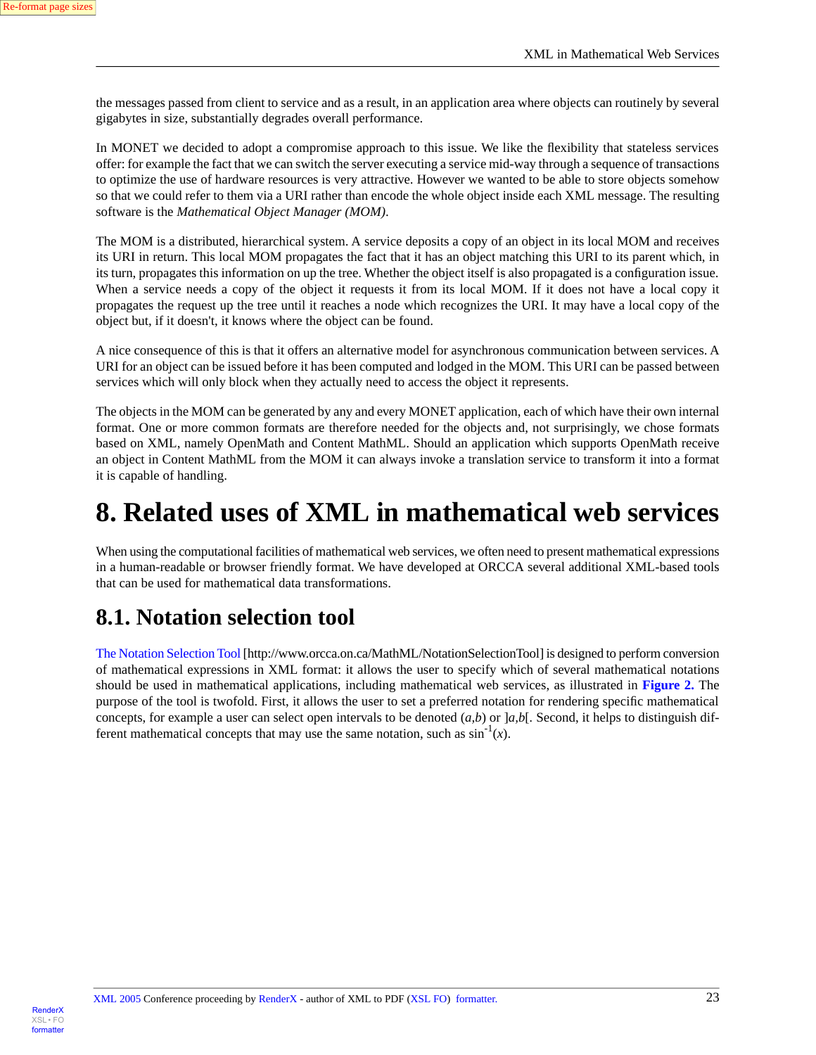the messages passed from client to service and as a result, in an application area where objects can routinely by several gigabytes in size, substantially degrades overall performance.

In MONET we decided to adopt a compromise approach to this issue. We like the flexibility that stateless services offer: for example the fact that we can switch the server executing a service mid-way through a sequence of transactions to optimize the use of hardware resources is very attractive. However we wanted to be able to store objects somehow so that we could refer to them via a URI rather than encode the whole object inside each XML message. The resulting software is the *Mathematical Object Manager (MOM)*.

The MOM is a distributed, hierarchical system. A service deposits a copy of an object in its local MOM and receives its URI in return. This local MOM propagates the fact that it has an object matching this URI to its parent which, in its turn, propagates this information on up the tree. Whether the object itself is also propagated is a configuration issue. When a service needs a copy of the object it requests it from its local MOM. If it does not have a local copy it propagates the request up the tree until it reaches a node which recognizes the URI. It may have a local copy of the object but, if it doesn't, it knows where the object can be found.

A nice consequence of this is that it offers an alternative model for asynchronous communication between services. A URI for an object can be issued before it has been computed and lodged in the MOM. This URI can be passed between services which will only block when they actually need to access the object it represents.

The objects in the MOM can be generated by any and every MONET application, each of which have their own internal format. One or more common formats are therefore needed for the objects and, not surprisingly, we chose formats based on XML, namely OpenMath and Content MathML. Should an application which supports OpenMath receive an object in Content MathML from the MOM it can always invoke a translation service to transform it into a format it is capable of handling.

# 8. Related uses of XML in mathematical web services

When using the computational facilities of mathematical web services, we often need to present mathematical expressions in a human-readable or browser friendly format. We have developed at ORCCA several additional XML-based tools that can be used for mathematical data transformations.

## 8.1. Notation selection tool

The Notation Selection Tool [http://www.orcca.on.ca/MathML/NotationSelectionTool] is designed to perform conversion of mathematical expressions in XML format: it allows the user to specify which of several mathematical notations should be used in mathematical applications, including mathematical web services, as illustrated in **Figure 2.** The purpose of the tool is twofold. First, it allows the user to set a preferred notation for rendering specific mathematical concepts, for example a user can select open intervals to be denoted $(a,b)$ or $]a,b[$. Second, it helps to distinguish different mathematical concepts that may use the same notation, such as $\sin^{-1}(x)$.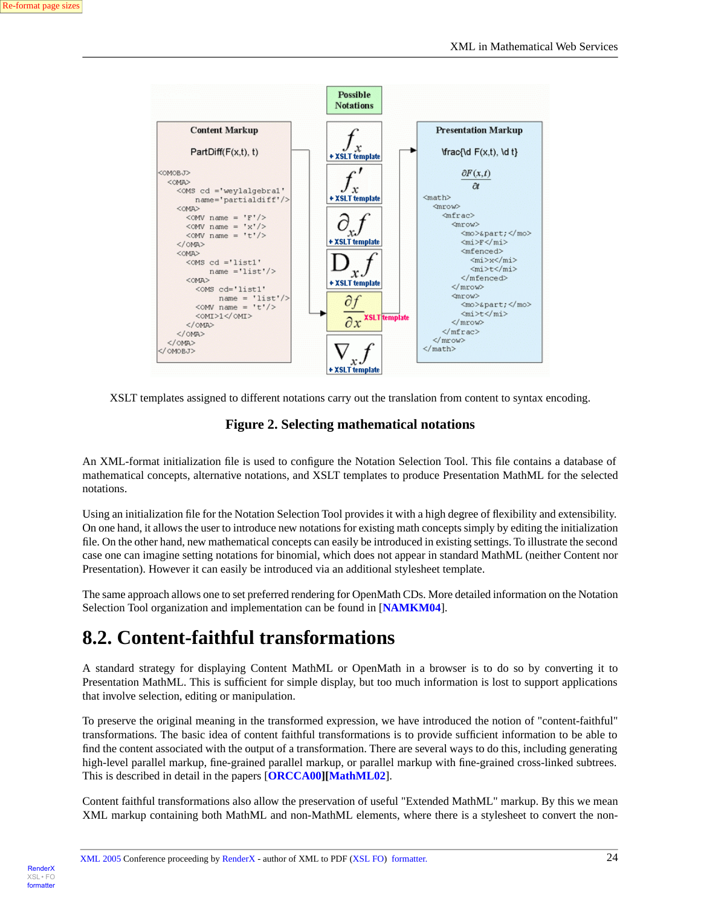XSLT templates assigned to different notations carry out the translation from content to syntax encoding.

**Figure 2. Selecting mathematical notations**

An XML-format initialization file is used to configure the Notation Selection Tool. This file contains a database of mathematical concepts, alternative notations, and XSLT templates to produce Presentation MathML for the selected notations.

Using an initialization file for the Notation Selection Tool provides it with a high degree of flexibility and extensibility. On one hand, it allows the user to introduce new notations for existing math concepts simply by editing the initialization file. On the other hand, new mathematical concepts can easily be introduced in existing settings. To illustrate the second case one can imagine setting notations for binomial, which does not appear in standard MathML (neither Content nor Presentation). However it can easily be introduced via an additional stylesheet template.

The same approach allows one to set preferred rendering for OpenMath CDs. More detailed information on the Notation Selection Tool organization and implementation can be found in [**NAMKM04**].

## 8.2. Content-faithful transformations

A standard strategy for displaying Content MathML or OpenMath in a browser is to do so by converting it to Presentation MathML. This is sufficient for simple display, but too much information is lost to support applications that involve selection, editing or manipulation.

To preserve the original meaning in the transformed expression, we have introduced the notion of "content-faithful" transformations. The basic idea of content faithful transformations is to provide sufficient information to be able to find the content associated with the output of a transformation. There are several ways to do this, including generating high-level parallel markup, fine-grained parallel markup, or parallel markup with fine-grained cross-linked subtrees. This is described in detail in the papers [**ORCCA00**][**MathML02**].

Content faithful transformations also allow the preservation of useful "Extended MathML" markup. By this we mean XML markup containing both MathML and non-MathML elements, where there is a stylesheet to convert the non-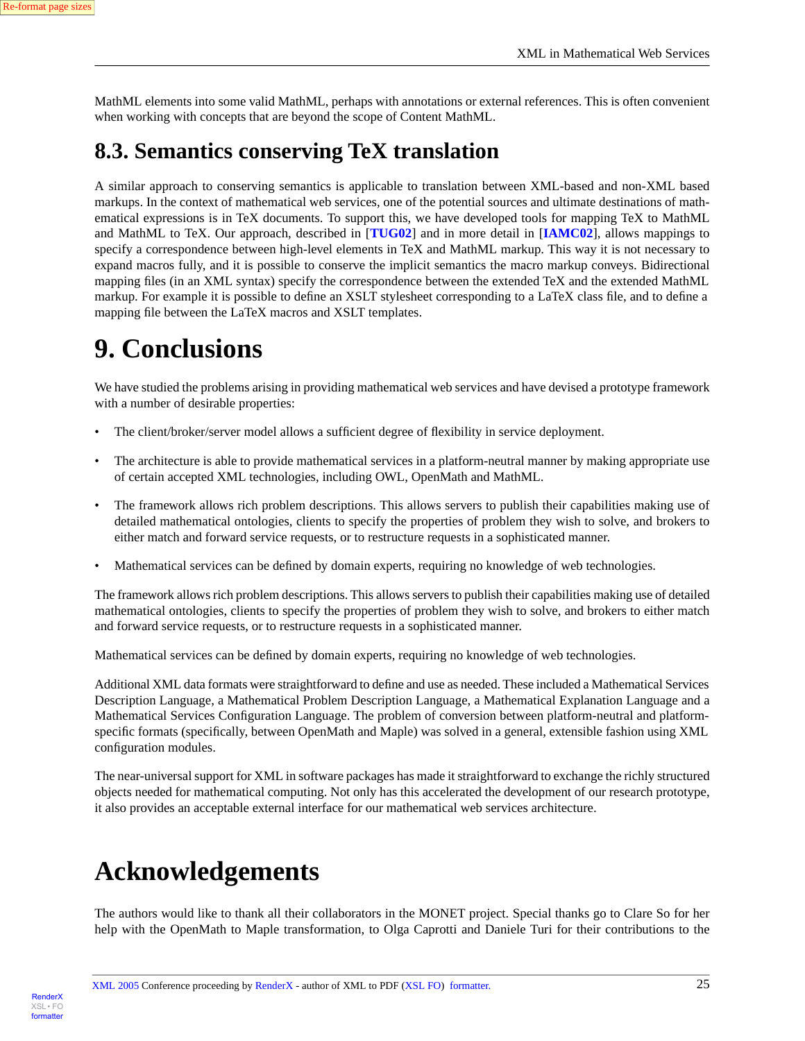MathML elements into some valid MathML, perhaps with annotations or external references. This is often convenient when working with concepts that are beyond the scope of Content MathML.

## 8.3. Semantics conserving TeX translation

A similar approach to conserving semantics is applicable to translation between XML-based and non-XML based markups. In the context of mathematical web services, one of the potential sources and ultimate destinations of mathematical expressions is in TeX documents. To support this, we have developed tools for mapping TeX to MathML and MathML to TeX. Our approach, described in [**TUG02**] and in more detail in [**IAMC02**], allows mappings to specify a correspondence between high-level elements in TeX and MathML markup. This way it is not necessary to expand macros fully, and it is possible to conserve the implicit semantics the macro markup conveys. Bidirectional mapping files (in an XML syntax) specify the correspondence between the extended TeX and the extended MathML markup. For example it is possible to define an XSLT stylesheet corresponding to a LaTeX class file, and to define a mapping file between the LaTeX macros and XSLT templates.

# 9. Conclusions

We have studied the problems arising in providing mathematical web services and have devised a prototype framework with a number of desirable properties:

- The client/broker/server model allows a sufficient degree of flexibility in service deployment.
- The architecture is able to provide mathematical services in a platform-neutral manner by making appropriate use of certain accepted XML technologies, including OWL, OpenMath and MathML.
- The framework allows rich problem descriptions. This allows servers to publish their capabilities making use of detailed mathematical ontologies, clients to specify the properties of problem they wish to solve, and brokers to either match and forward service requests, or to restructure requests in a sophisticated manner.
- Mathematical services can be defined by domain experts, requiring no knowledge of web technologies.

The framework allows rich problem descriptions. This allows servers to publish their capabilities making use of detailed mathematical ontologies, clients to specify the properties of problem they wish to solve, and brokers to either match and forward service requests, or to restructure requests in a sophisticated manner.

Mathematical services can be defined by domain experts, requiring no knowledge of web technologies.

Additional XML data formats were straightforward to define and use as needed. These included a Mathematical Services Description Language, a Mathematical Problem Description Language, a Mathematical Explanation Language and a Mathematical Services Configuration Language. The problem of conversion between platform-neutral and platform-specific formats (specifically, between OpenMath and Maple) was solved in a general, extensible fashion using XML configuration modules.

The near-universal support for XML in software packages has made it straightforward to exchange the richly structured objects needed for mathematical computing. Not only has this accelerated the development of our research prototype, it also provides an acceptable external interface for our mathematical web services architecture.

# Acknowledgements

The authors would like to thank all their collaborators in the MONET project. Special thanks go to Clare So for her help with the OpenMath to Maple transformation, to Olga Caprotti and Daniele Turi for their contributions to the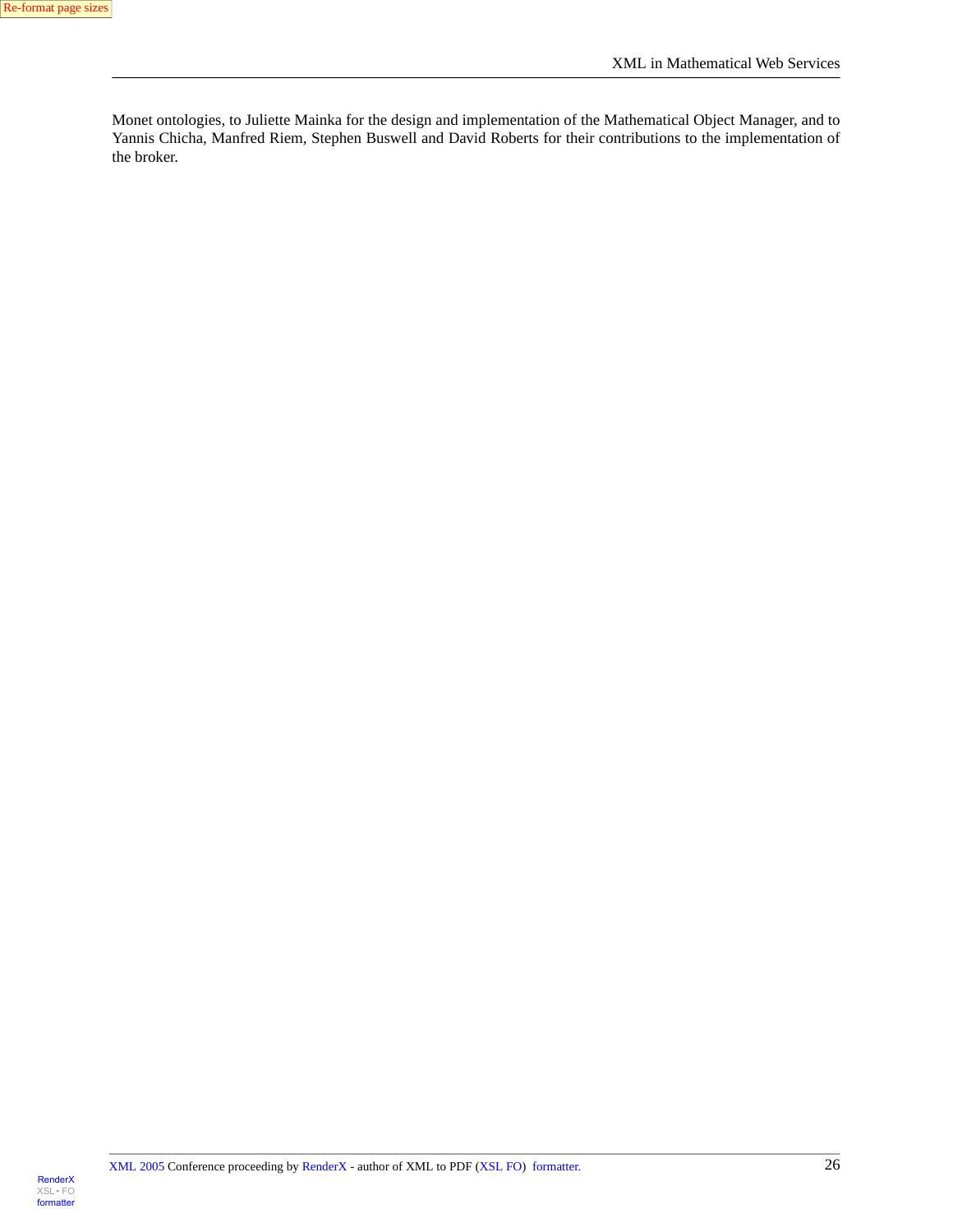Monet ontologies, to Juliette Mainka for the design and implementation of the Mathematical Object Manager, and to Yannis Chicha, Manfred Riem, Stephen Buswell and David Roberts for their contributions to the implementation of the broker.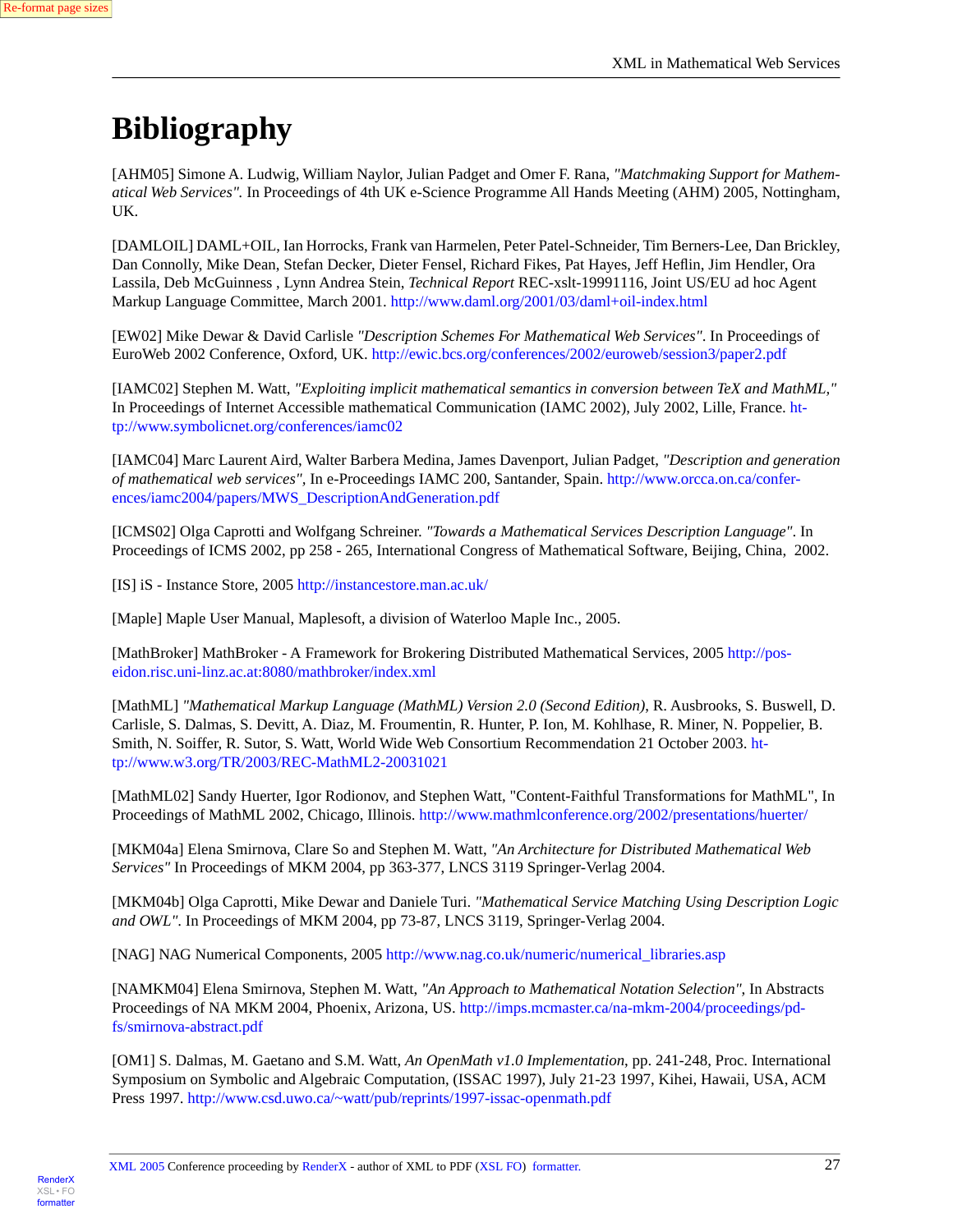# Bibliography

[AHM05] Simone A. Ludwig, William Naylor, Julian Padget and Omer F. Rana, *"Matchmaking Support for Mathematical Web Services".* In Proceedings of 4th UK e-Science Programme All Hands Meeting (AHM) 2005, Nottingham, UK.

[DAMLOIL] DAML+OIL, Ian Horrocks, Frank van Harmelen, Peter Patel-Schneider, Tim Berners-Lee, Dan Brickley, Dan Connolly, Mike Dean, Stefan Decker, Dieter Fensel, Richard Fikes, Pat Hayes, Jeff Heflin, Jim Hendler, Ora Lassila, Deb McGuinness , Lynn Andrea Stein, *Technical Report* REC-xslt-19991116, Joint US/EU ad hoc Agent Markup Language Committee, March 2001. http://www.daml.org/2001/03/daml+oil-index.html

[EW02] Mike Dewar & David Carlisle *"Description Schemes For Mathematical Web Services".* In Proceedings of EuroWeb 2002 Conference, Oxford, UK. http://ewic.bcs.org/conferences/2002/euroweb/session3/paper2.pdf

[IAMC02] Stephen M. Watt, *"Exploiting implicit mathematical semantics in conversion between TeX and MathML,"* In Proceedings of Internet Accessible mathematical Communication (IAMC 2002), July 2002, Lille, France. http://www.symbolicnet.org/conferences/iamc02

[IAMC04] Marc Laurent Aird, Walter Barbera Medina, James Davenport, Julian Padget, *"Description and generation of mathematical web services",* In e-Proceedings IAMC 200, Santander, Spain. http://www.orcca.on.ca/conferences/iamc2004/papers/MWS_DescriptionAndGeneration.pdf

[ICMS02] Olga Caprotti and Wolfgang Schreiner. *"Towards a Mathematical Services Description Language".* In Proceedings of ICMS 2002, pp 258 - 265, International Congress of Mathematical Software, Beijing, China, 2002.

[IS] iS - Instance Store, 2005 http://instancestore.man.ac.uk/

[Maple] Maple User Manual, Maplesoft, a division of Waterloo Maple Inc., 2005.

[MathBroker] MathBroker - A Framework for Brokering Distributed Mathematical Services, 2005 http://poseidon.risc.uni-linz.ac.at:8080/mathbroker/index.xml

[MathML] *"Mathematical Markup Language (MathML) Version 2.0 (Second Edition)*, R. Ausbrooks, S. Buswell, D. Carlisle, S. Dalmas, S. Devitt, A. Diaz, M. Froumentin, R. Hunter, P. Ion, M. Kohlhase, R. Miner, N. Poppelier, B. Smith, N. Soiffer, R. Sutor, S. Watt, World Wide Web Consortium Recommendation 21 October 2003. http://www.w3.org/TR/2003/REC-MathML2-20031021

[MathML02] Sandy Huerter, Igor Rodionov, and Stephen Watt, "Content-Faithful Transformations for MathML", In Proceedings of MathML 2002, Chicago, Illinois. http://www.mathmlconference.org/2002/presentations/huerter/

[MKM04a] Elena Smirnova, Clare So and Stephen M. Watt, *"An Architecture for Distributed Mathematical Web Services"* In Proceedings of MKM 2004, pp 363-377, LNCS 3119 Springer-Verlag 2004.

[MKM04b] Olga Caprotti, Mike Dewar and Daniele Turi. *"Mathematical Service Matching Using Description Logic and OWL".* In Proceedings of MKM 2004, pp 73-87, LNCS 3119, Springer-Verlag 2004.

[NAG] NAG Numerical Components, 2005 http://www.nag.co.uk/numeric/numerical_libraries.asp

[NAMKM04] Elena Smirnova, Stephen M. Watt, *"An Approach to Mathematical Notation Selection",* In Abstracts Proceedings of NA MKM 2004, Phoenix, Arizona, US. http://imps.mcmaster.ca/na-mkm-2004/proceedings/pdfs/smirnova-abstract.pdf

[OM1] S. Dalmas, M. Gaetano and S.M. Watt, *An OpenMath v1.0 Implementation*, pp. 241-248, Proc. International Symposium on Symbolic and Algebraic Computation, (ISSAC 1997), July 21-23 1997, Kihei, Hawaii, USA, ACM Press 1997. http://www.csd.uwo.ca/~watt/pub/reprints/1997-issac-openmath.pdf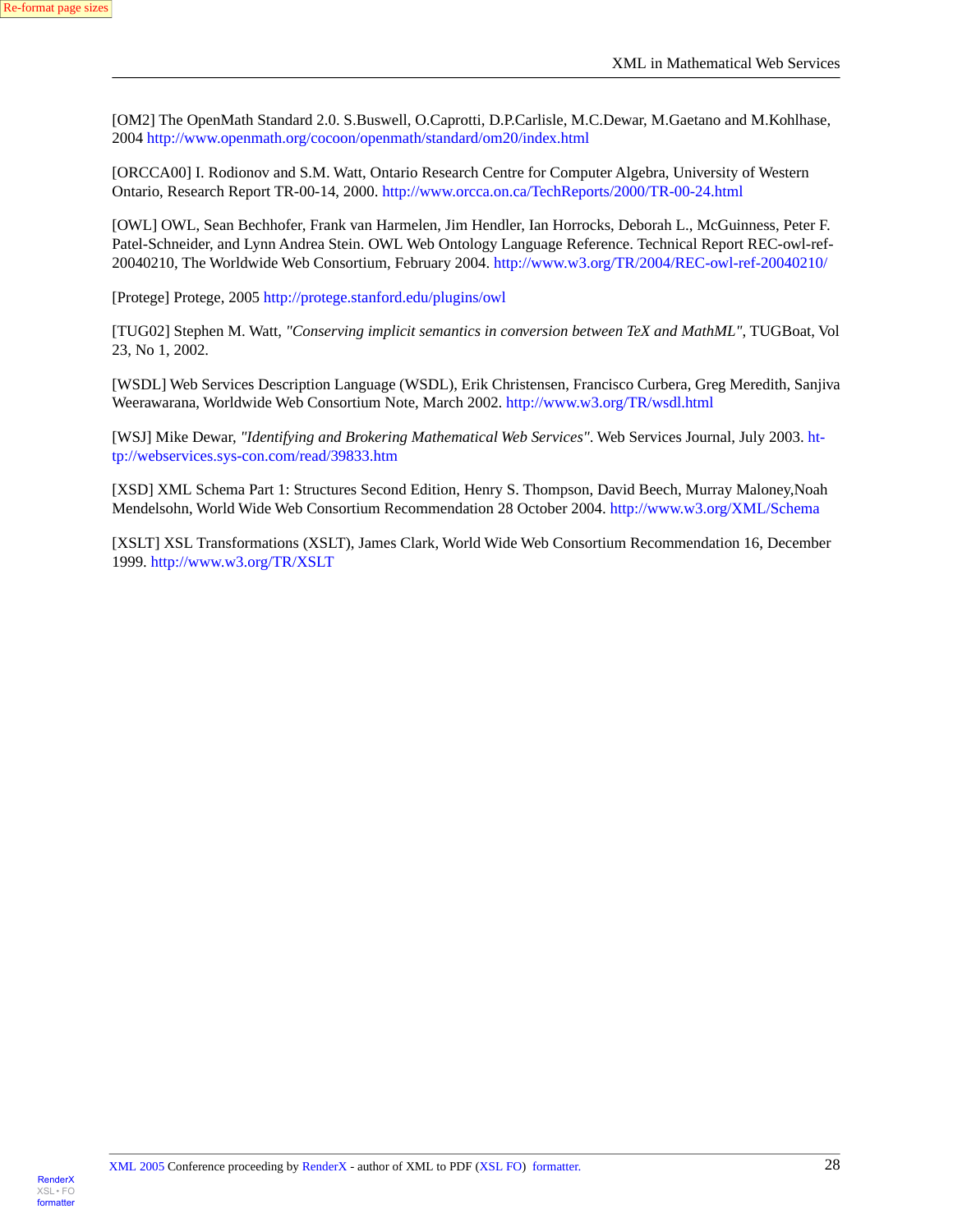[OM2] The OpenMath Standard 2.0. S.Buswell, O.Caprotti, D.P.Carlisle, M.C.Dewar, M.Gaetano and M.Kohlhase, 2004 http://www.openmath.org/cocoon/openmath/standard/om20/index.html

[ORCCA00] I. Rodionov and S.M. Watt, Ontario Research Centre for Computer Algebra, University of Western Ontario, Research Report TR-00-14, 2000. http://www.orcca.on.ca/TechReports/2000/TR-00-24.html

[OWL] OWL, Sean Bechhofer, Frank van Harmelen, Jim Hendler, Ian Horrocks, Deborah L., McGuinness, Peter F. Patel-Schneider, and Lynn Andrea Stein. OWL Web Ontology Language Reference. Technical Report REC-owl-ref-20040210, The Worldwide Web Consortium, February 2004. http://www.w3.org/TR/2004/REC-owl-ref-20040210/

[Protege] Protege, 2005 http://protege.stanford.edu/plugins/owl

[TUG02] Stephen M. Watt, *"Conserving implicit semantics in conversion between TeX and MathML"*, TUGBoat, Vol 23, No 1, 2002.

[WSDL] Web Services Description Language (WSDL), Erik Christensen, Francisco Curbera, Greg Meredith, Sanjiva Weerawarana, Worldwide Web Consortium Note, March 2002. http://www.w3.org/TR/wsdl.html

[WSJ] Mike Dewar, *"Identifying and Brokering Mathematical Web Services"*. Web Services Journal, July 2003. http://webservices.sys-con.com/read/39833.htm

[XSD] XML Schema Part 1: Structures Second Edition, Henry S. Thompson, David Beech, Murray Maloney,Noah Mendelsohn, World Wide Web Consortium Recommendation 28 October 2004. http://www.w3.org/XML/Schema

[XSLT] XSL Transformations (XSLT), James Clark, World Wide Web Consortium Recommendation 16, December 1999. http://www.w3.org/TR/XSLT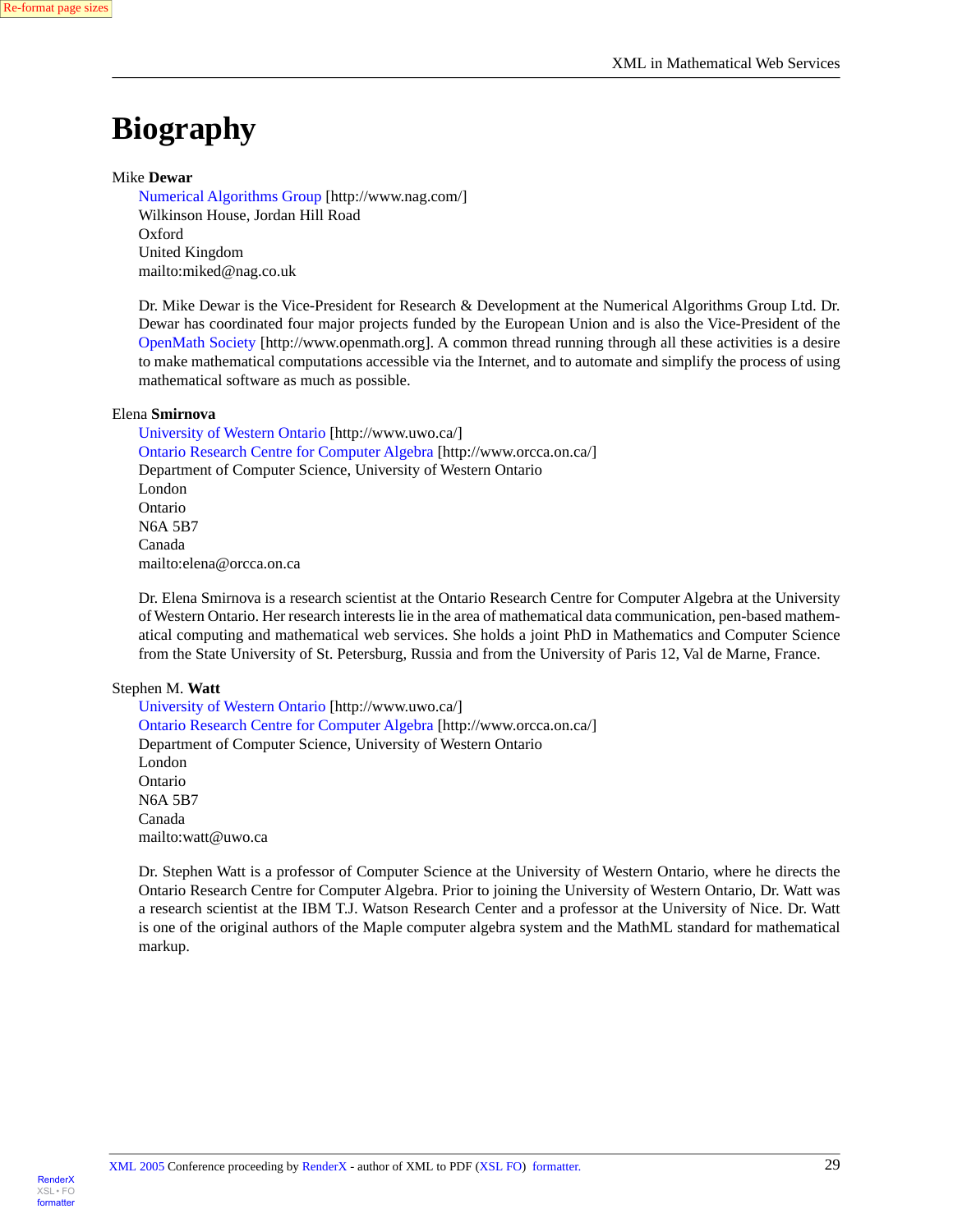# Biography

Mike **Dewar**

Numerical Algorithms Group [http://www.nag.com/]
Wilkinson House, Jordan Hill Road
Oxford
United Kingdom
mailto:miked@nag.co.uk

Dr. Mike Dewar is the Vice-President for Research & Development at the Numerical Algorithms Group Ltd. Dr. Dewar has coordinated four major projects funded by the European Union and is also the Vice-President of the OpenMath Society [http://www.openmath.org]. A common thread running through all these activities is a desire to make mathematical computations accessible via the Internet, and to automate and simplify the process of using mathematical software as much as possible.

Elena **Smirnova**

University of Western Ontario [http://www.uwo.ca/]
Ontario Research Centre for Computer Algebra [http://www.orcca.on.ca/]
Department of Computer Science, University of Western Ontario
London
Ontario
N6A 5B7
Canada
mailto:elena@orcca.on.ca

Dr. Elena Smirnova is a research scientist at the Ontario Research Centre for Computer Algebra at the University of Western Ontario. Her research interests lie in the area of mathematical data communication, pen-based mathematical computing and mathematical web services. She holds a joint PhD in Mathematics and Computer Science from the State University of St. Petersburg, Russia and from the University of Paris 12, Val de Marne, France.

Stephen M. **Watt**

University of Western Ontario [http://www.uwo.ca/]
Ontario Research Centre for Computer Algebra [http://www.orcca.on.ca/]
Department of Computer Science, University of Western Ontario
London
Ontario
N6A 5B7
Canada
mailto:watt@uwo.ca

Dr. Stephen Watt is a professor of Computer Science at the University of Western Ontario, where he directs the Ontario Research Centre for Computer Algebra. Prior to joining the University of Western Ontario, Dr. Watt was a research scientist at the IBM T.J. Watson Research Center and a professor at the University of Nice. Dr. Watt is one of the original authors of the Maple computer algebra system and the MathML standard for mathematical markup.